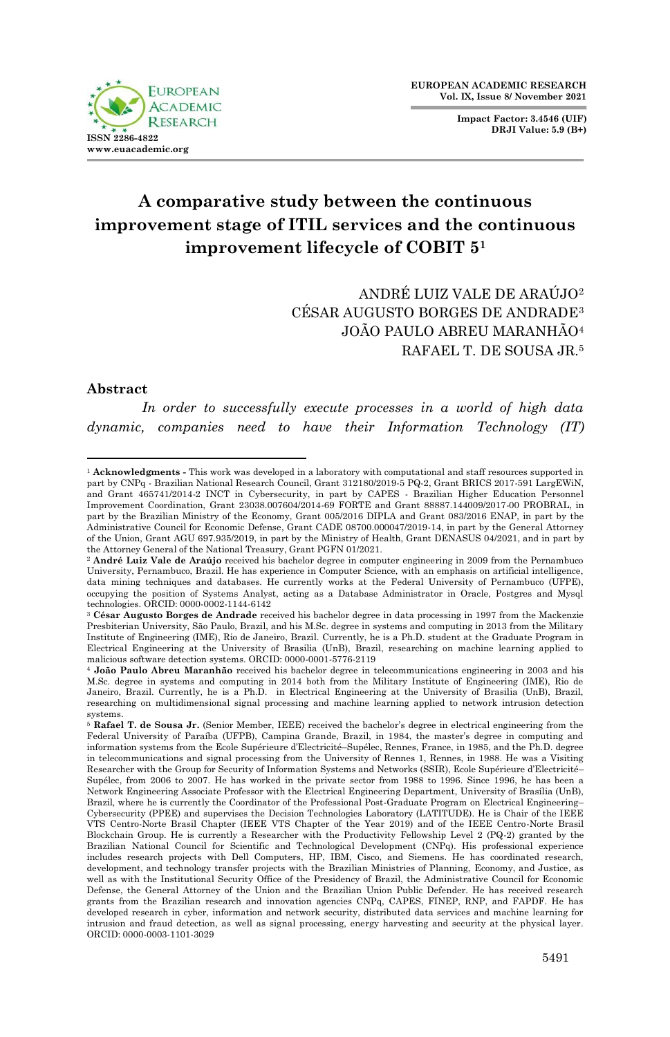# A comparative study between the continuous improvement stage of ITIL services and the continuous improvement lifecycle of COBIT 5[1]

ANDRÉ LUIZ VALE DE ARAÚJO[2]
CÉSAR AUGUSTO BORGES DE ANDRADE[3]
JOÃO PAULO ABREU MARANHÃO[4]
RAFAEL T. DE SOUSA JR.[5]

## Abstract

*In order to successfully execute processes in a world of high data dynamic, companies need to have their Information Technology (IT)*

---

[1] **Acknowledgments -** This work was developed in a laboratory with computational and staff resources supported in part by CNPq - Brazilian National Research Council, Grant 312180/2019-5 PQ-2, Grant BRICS 2017-591 LargEWiN, and Grant 465741/2014-2 INCT in Cybersecurity, in part by CAPES - Brazilian Higher Education Personnel Improvement Coordination, Grant 23038.007604/2014-69 FORTE and Grant 88887.144009/2017-00 PROBRAL, in part by the Brazilian Ministry of the Economy, Grant 005/2016 DIPLA and Grant 083/2016 ENAP, in part by the Administrative Council for Economic Defense, Grant CADE 08700.000047/2019-14, in part by the General Attorney of the Union, Grant AGU 697.935/2019, in part by the Ministry of Health, Grant DENASUS 04/2021, and in part by the Attorney General of the National Treasury, Grant PGFN 01/2021.

[2] **André Luiz Vale de Araújo** received his bachelor degree in computer engineering in 2009 from the Pernambuco University, Pernambuco, Brazil. He has experience in Computer Science, with an emphasis on artificial intelligence, data mining techniques and databases. He currently works at the Federal University of Pernambuco (UFPE), occupying the position of Systems Analyst, acting as a Database Administrator in Oracle, Postgres and Mysql technologies. ORCID: 0000-0002-1144-6142

[3] **César Augusto Borges de Andrade** received his bachelor degree in data processing in 1997 from the Mackenzie Presbiterian University, São Paulo, Brazil, and his M.Sc. degree in systems and computing in 2013 from the Military Institute of Engineering (IME), Rio de Janeiro, Brazil. Currently, he is a Ph.D. student at the Graduate Program in Electrical Engineering at the University of Brasilia (UnB), Brazil, researching on machine learning applied to malicious software detection systems. ORCID: 0000-0001-5776-2119

[4] **João Paulo Abreu Maranhão** received his bachelor degree in telecommunications engineering in 2003 and his M.Sc. degree in systems and computing in 2014 both from the Military Institute of Engineering (IME), Rio de Janeiro, Brazil. Currently, he is a Ph.D. in Electrical Engineering at the University of Brasilia (UnB), Brazil, researching on multidimensional signal processing and machine learning applied to network intrusion detection systems.

[5] **Rafael T. de Sousa Jr.** (Senior Member, IEEE) received the bachelor's degree in electrical engineering from the Federal University of Paraíba (UFPB), Campina Grande, Brazil, in 1984, the master's degree in computing and information systems from the Ecole Supérieure d'Electricité–Supélec, Rennes, France, in 1985, and the Ph.D. degree in telecommunications and signal processing from the University of Rennes 1, Rennes, in 1988. He was a Visiting Researcher with the Group for Security of Information Systems and Networks (SSIR), Ecole Supérieure d'Electricité–Supélec, from 2006 to 2007. He has worked in the private sector from 1988 to 1996. Since 1996, he has been a Network Engineering Associate Professor with the Electrical Engineering Department, University of Brasília (UnB), Brazil, where he is currently the Coordinator of the Professional Post-Graduate Program on Electrical Engineering–Cybersecurity (PPEE) and supervises the Decision Technologies Laboratory (LATITUDE). He is Chair of the IEEE VTS Centro-Norte Brasil Chapter (IEEE VTS Chapter of the Year 2019) and of the IEEE Centro-Norte Brasil Blockchain Group. He is currently a Researcher with the Productivity Fellowship Level 2 (PQ-2) granted by the Brazilian National Council for Scientific and Technological Development (CNPq). His professional experience includes research projects with Dell Computers, HP, IBM, Cisco, and Siemens. He has coordinated research, development, and technology transfer projects with the Brazilian Ministries of Planning, Economy, and Justice, as well as with the Institutional Security Office of the Presidency of Brazil, the Administrative Council for Economic Defense, the General Attorney of the Union and the Brazilian Union Public Defender. He has received research grants from the Brazilian research and innovation agencies CNPq, CAPES, FINEP, RNP, and FAPDF. He has developed research in cyber, information and network security, distributed data services and machine learning for intrusion and fraud detection, as well as signal processing, energy harvesting and security at the physical layer. ORCID: 0000-0003-1101-3029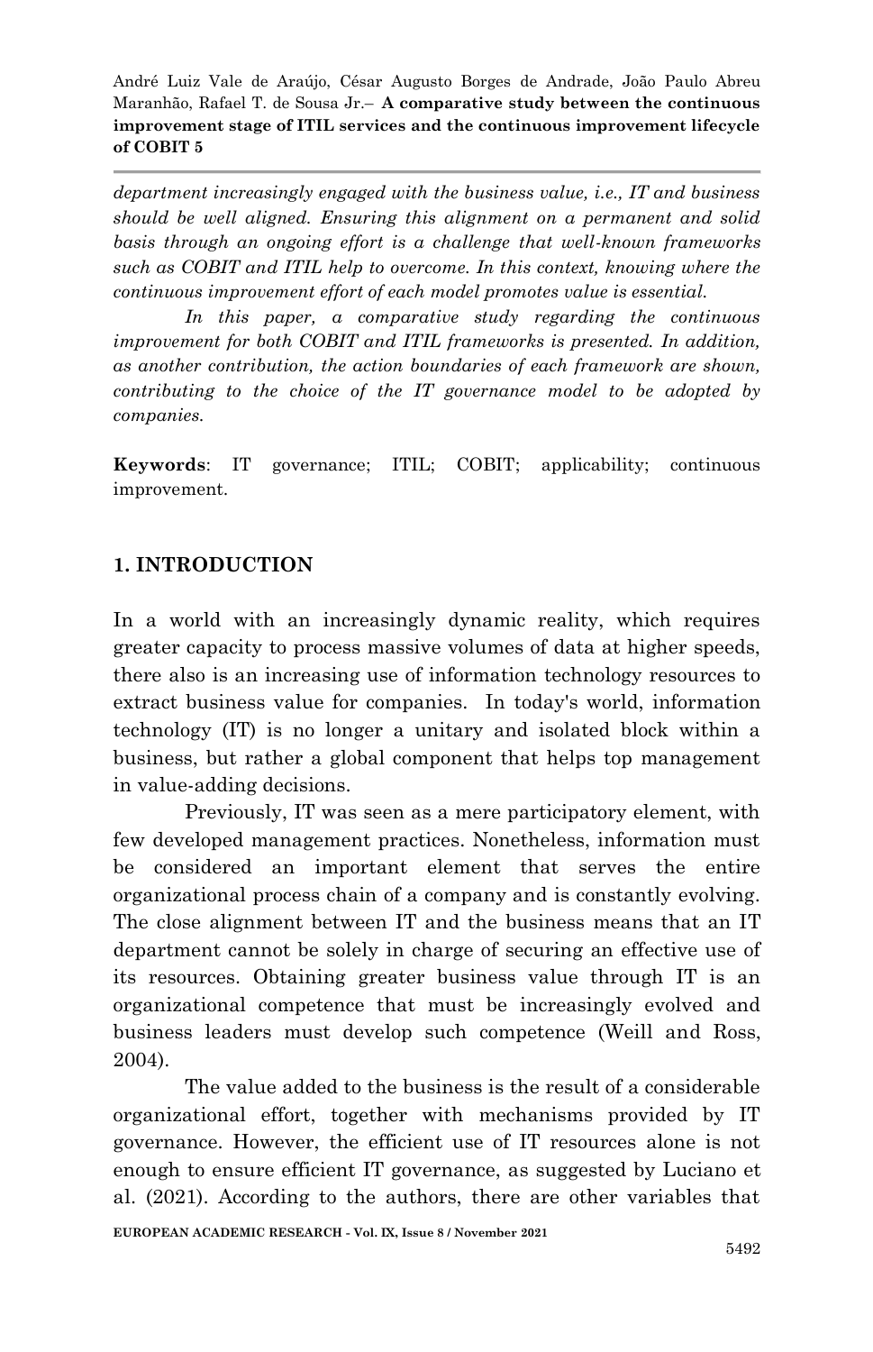*department increasingly engaged with the business value, i.e., IT and business should be well aligned. Ensuring this alignment on a permanent and solid basis through an ongoing effort is a challenge that well-known frameworks such as COBIT and ITIL help to overcome. In this context, knowing where the continuous improvement effort of each model promotes value is essential.*

*In this paper, a comparative study regarding the continuous improvement for both COBIT and ITIL frameworks is presented. In addition, as another contribution, the action boundaries of each framework are shown, contributing to the choice of the IT governance model to be adopted by companies.*

**Keywords**: IT governance; ITIL; COBIT; applicability; continuous improvement.

## 1. INTRODUCTION

In a world with an increasingly dynamic reality, which requires greater capacity to process massive volumes of data at higher speeds, there also is an increasing use of information technology resources to extract business value for companies. In today's world, information technology (IT) is no longer a unitary and isolated block within a business, but rather a global component that helps top management in value-adding decisions.

Previously, IT was seen as a mere participatory element, with few developed management practices. Nonetheless, information must be considered an important element that serves the entire organizational process chain of a company and is constantly evolving. The close alignment between IT and the business means that an IT department cannot be solely in charge of securing an effective use of its resources. Obtaining greater business value through IT is an organizational competence that must be increasingly evolved and business leaders must develop such competence (Weill and Ross, 2004).

The value added to the business is the result of a considerable organizational effort, together with mechanisms provided by IT governance. However, the efficient use of IT resources alone is not enough to ensure efficient IT governance, as suggested by Luciano et al. (2021). According to the authors, there are other variables that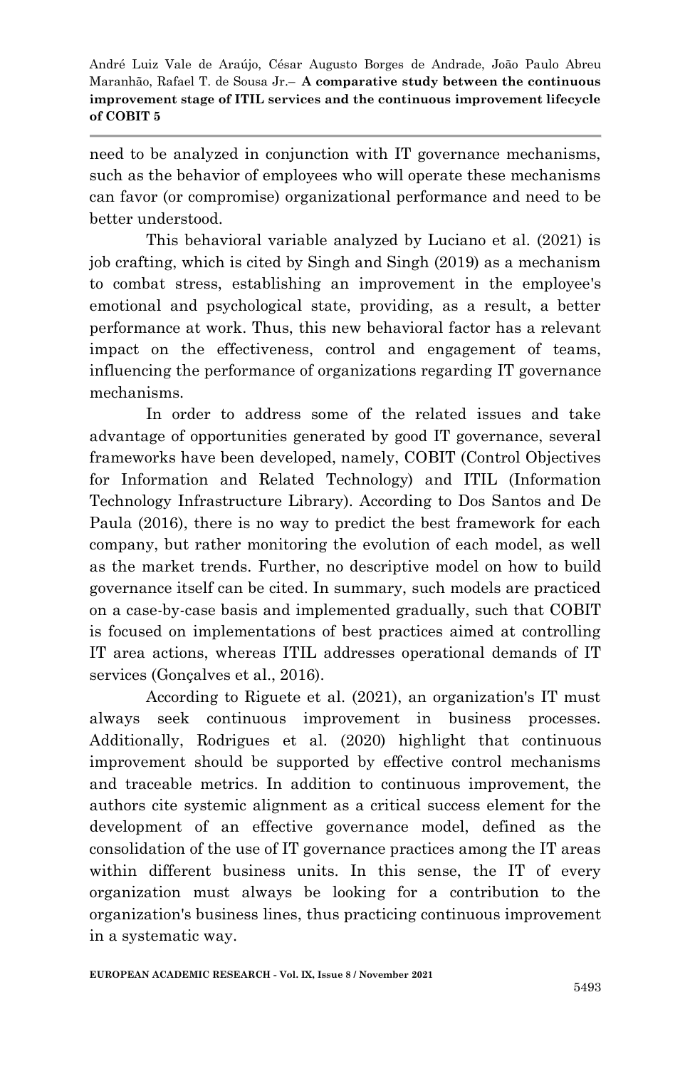need to be analyzed in conjunction with IT governance mechanisms, such as the behavior of employees who will operate these mechanisms can favor (or compromise) organizational performance and need to be better understood.

This behavioral variable analyzed by Luciano et al. (2021) is job crafting, which is cited by Singh and Singh (2019) as a mechanism to combat stress, establishing an improvement in the employee's emotional and psychological state, providing, as a result, a better performance at work. Thus, this new behavioral factor has a relevant impact on the effectiveness, control and engagement of teams, influencing the performance of organizations regarding IT governance mechanisms.

In order to address some of the related issues and take advantage of opportunities generated by good IT governance, several frameworks have been developed, namely, COBIT (Control Objectives for Information and Related Technology) and ITIL (Information Technology Infrastructure Library). According to Dos Santos and De Paula (2016), there is no way to predict the best framework for each company, but rather monitoring the evolution of each model, as well as the market trends. Further, no descriptive model on how to build governance itself can be cited. In summary, such models are practiced on a case-by-case basis and implemented gradually, such that COBIT is focused on implementations of best practices aimed at controlling IT area actions, whereas ITIL addresses operational demands of IT services (Gonçalves et al., 2016).

According to Riguete et al. (2021), an organization's IT must always seek continuous improvement in business processes. Additionally, Rodrigues et al. (2020) highlight that continuous improvement should be supported by effective control mechanisms and traceable metrics. In addition to continuous improvement, the authors cite systemic alignment as a critical success element for the development of an effective governance model, defined as the consolidation of the use of IT governance practices among the IT areas within different business units. In this sense, the IT of every organization must always be looking for a contribution to the organization's business lines, thus practicing continuous improvement in a systematic way.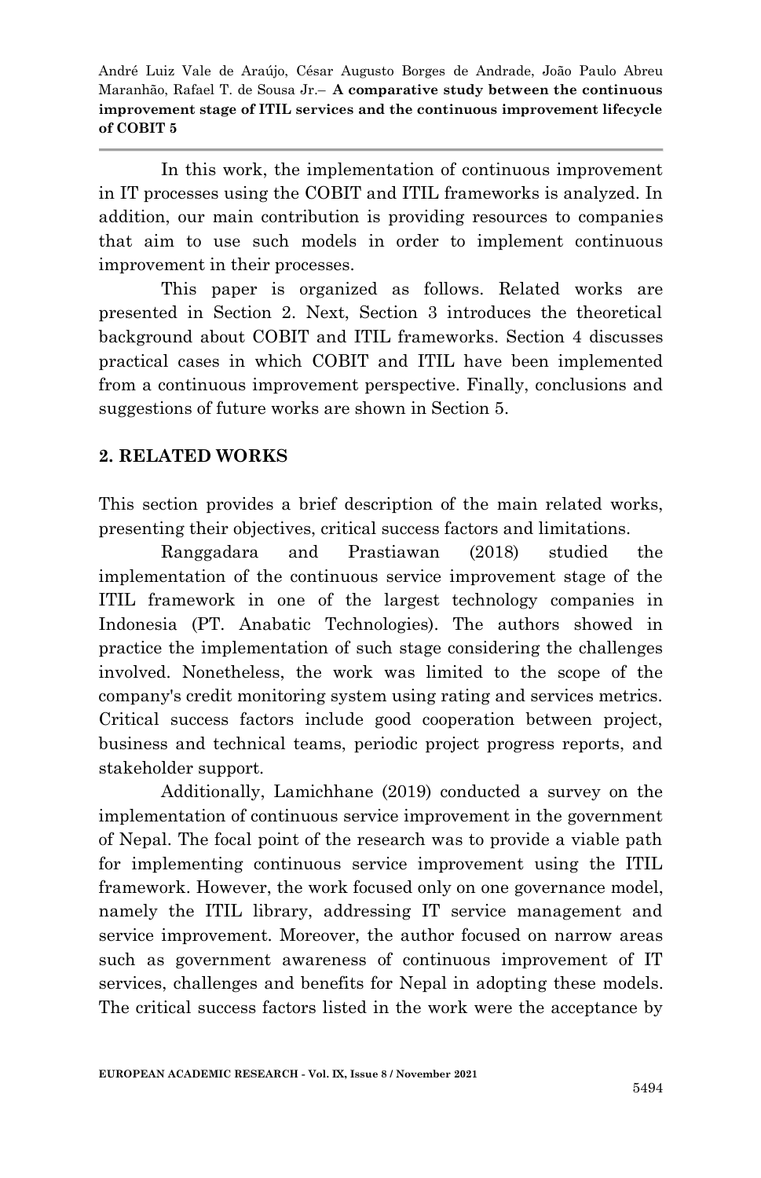In this work, the implementation of continuous improvement in IT processes using the COBIT and ITIL frameworks is analyzed. In addition, our main contribution is providing resources to companies that aim to use such models in order to implement continuous improvement in their processes.

This paper is organized as follows. Related works are presented in Section 2. Next, Section 3 introduces the theoretical background about COBIT and ITIL frameworks. Section 4 discusses practical cases in which COBIT and ITIL have been implemented from a continuous improvement perspective. Finally, conclusions and suggestions of future works are shown in Section 5.

## 2. RELATED WORKS

This section provides a brief description of the main related works, presenting their objectives, critical success factors and limitations.

Ranggadara and Prastiawan (2018) studied the implementation of the continuous service improvement stage of the ITIL framework in one of the largest technology companies in Indonesia (PT. Anabatic Technologies). The authors showed in practice the implementation of such stage considering the challenges involved. Nonetheless, the work was limited to the scope of the company's credit monitoring system using rating and services metrics. Critical success factors include good cooperation between project, business and technical teams, periodic project progress reports, and stakeholder support.

Additionally, Lamichhane (2019) conducted a survey on the implementation of continuous service improvement in the government of Nepal. The focal point of the research was to provide a viable path for implementing continuous service improvement using the ITIL framework. However, the work focused only on one governance model, namely the ITIL library, addressing IT service management and service improvement. Moreover, the author focused on narrow areas such as government awareness of continuous improvement of IT services, challenges and benefits for Nepal in adopting these models. The critical success factors listed in the work were the acceptance by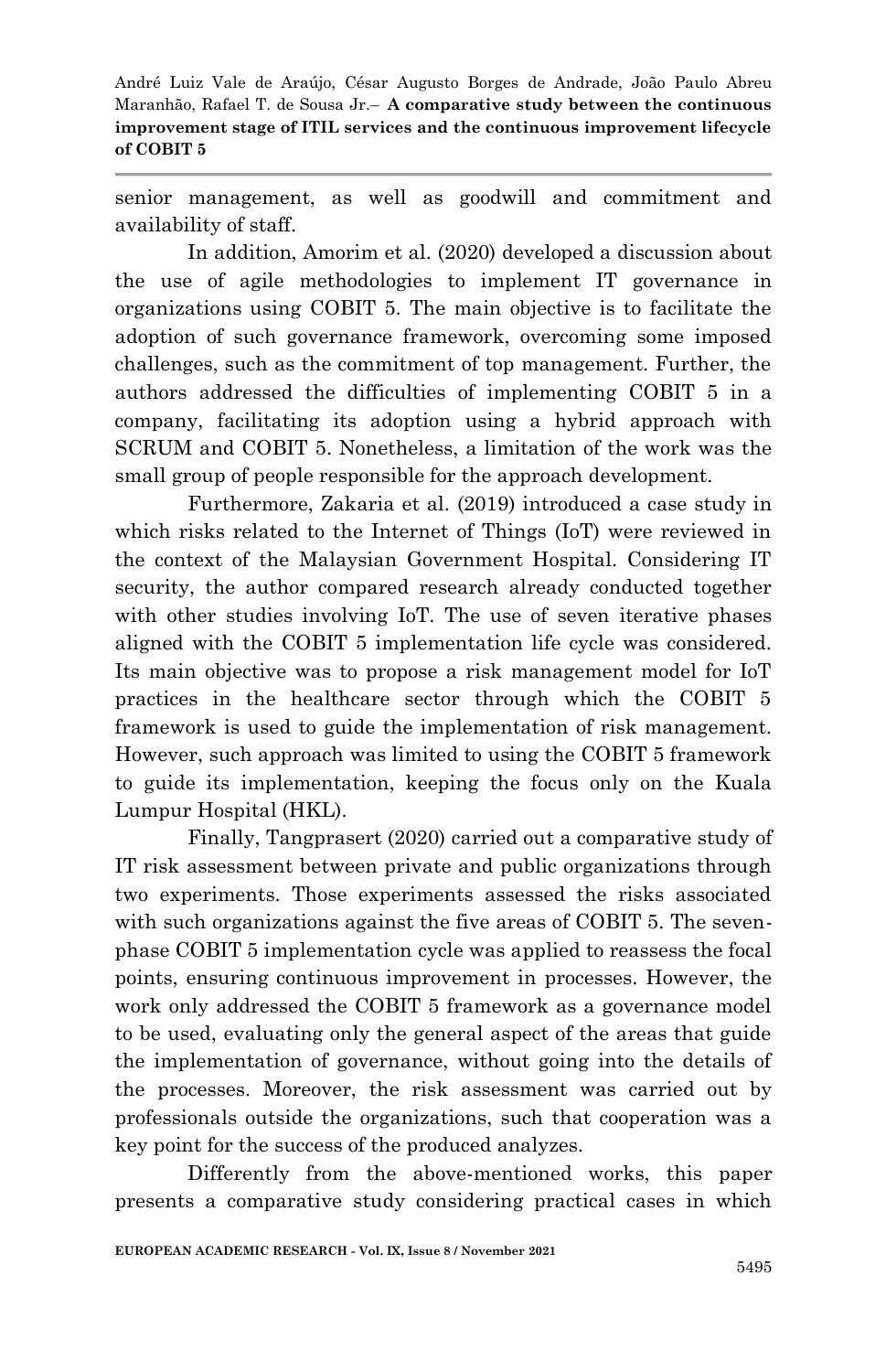senior management, as well as goodwill and commitment and availability of staff.

In addition, Amorim et al. (2020) developed a discussion about the use of agile methodologies to implement IT governance in organizations using COBIT 5. The main objective is to facilitate the adoption of such governance framework, overcoming some imposed challenges, such as the commitment of top management. Further, the authors addressed the difficulties of implementing COBIT 5 in a company, facilitating its adoption using a hybrid approach with SCRUM and COBIT 5. Nonetheless, a limitation of the work was the small group of people responsible for the approach development.

Furthermore, Zakaria et al. (2019) introduced a case study in which risks related to the Internet of Things (IoT) were reviewed in the context of the Malaysian Government Hospital. Considering IT security, the author compared research already conducted together with other studies involving IoT. The use of seven iterative phases aligned with the COBIT 5 implementation life cycle was considered. Its main objective was to propose a risk management model for IoT practices in the healthcare sector through which the COBIT 5 framework is used to guide the implementation of risk management. However, such approach was limited to using the COBIT 5 framework to guide its implementation, keeping the focus only on the Kuala Lumpur Hospital (HKL).

Finally, Tangprasert (2020) carried out a comparative study of IT risk assessment between private and public organizations through two experiments. Those experiments assessed the risks associated with such organizations against the five areas of COBIT 5. The seven-phase COBIT 5 implementation cycle was applied to reassess the focal points, ensuring continuous improvement in processes. However, the work only addressed the COBIT 5 framework as a governance model to be used, evaluating only the general aspect of the areas that guide the implementation of governance, without going into the details of the processes. Moreover, the risk assessment was carried out by professionals outside the organizations, such that cooperation was a key point for the success of the produced analyzes.

Differently from the above-mentioned works, this paper presents a comparative study considering practical cases in which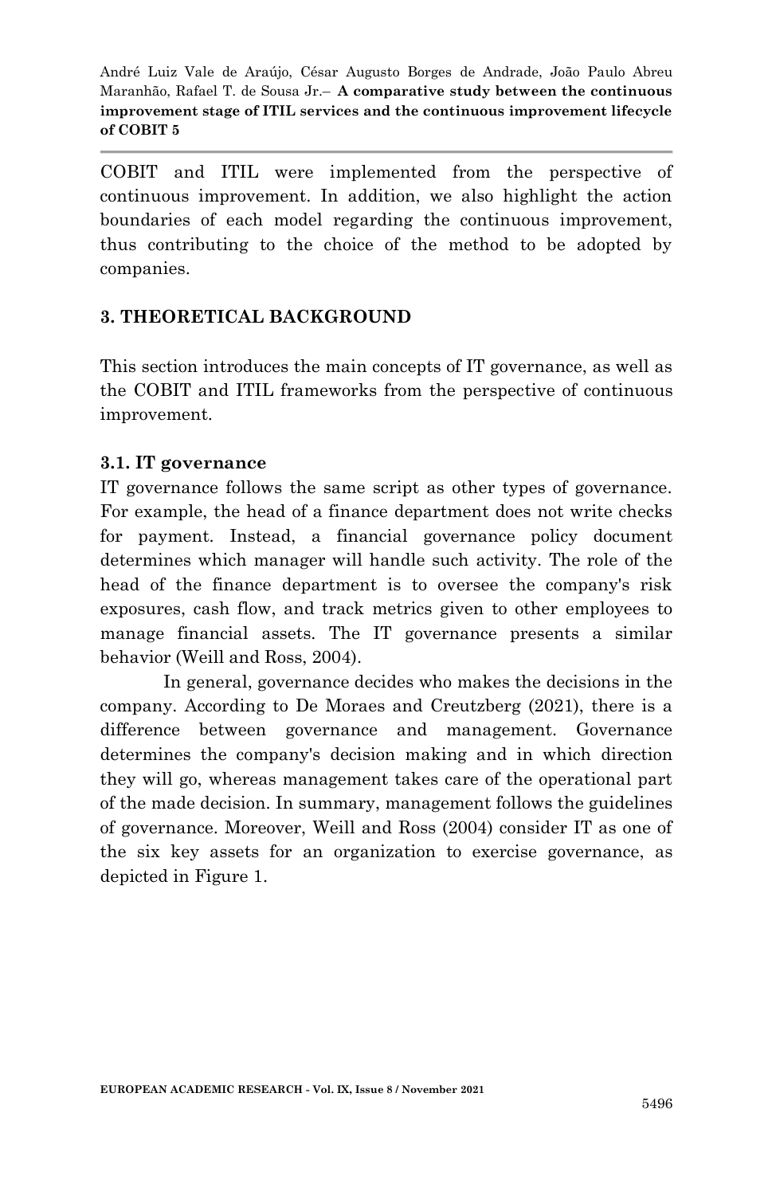COBIT and ITIL were implemented from the perspective of continuous improvement. In addition, we also highlight the action boundaries of each model regarding the continuous improvement, thus contributing to the choice of the method to be adopted by companies.

## 3. THEORETICAL BACKGROUND

This section introduces the main concepts of IT governance, as well as the COBIT and ITIL frameworks from the perspective of continuous improvement.

### 3.1. IT governance

IT governance follows the same script as other types of governance. For example, the head of a finance department does not write checks for payment. Instead, a financial governance policy document determines which manager will handle such activity. The role of the head of the finance department is to oversee the company's risk exposures, cash flow, and track metrics given to other employees to manage financial assets. The IT governance presents a similar behavior (Weill and Ross, 2004).

In general, governance decides who makes the decisions in the company. According to De Moraes and Creutzberg (2021), there is a difference between governance and management. Governance determines the company's decision making and in which direction they will go, whereas management takes care of the operational part of the made decision. In summary, management follows the guidelines of governance. Moreover, Weill and Ross (2004) consider IT as one of the six key assets for an organization to exercise governance, as depicted in Figure 1.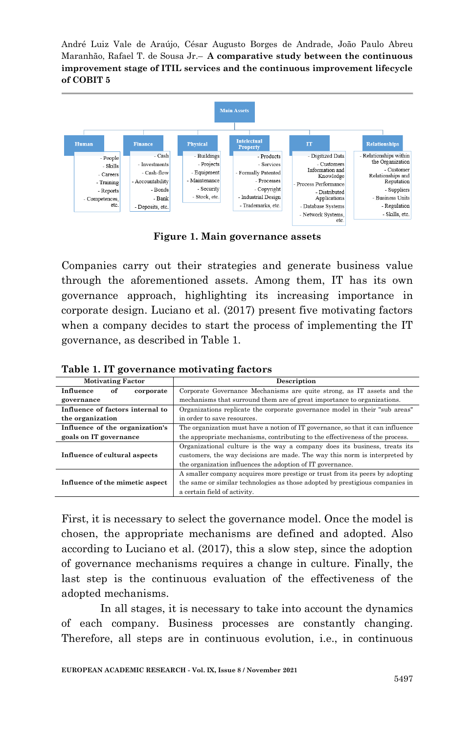**Main Assets**

- **Human**: People, Skills, Careers, Training, Reports, Competences, etc.
- **Finance**: Cash, Investments, Cash-flow, Accountability, Bonds, Bank, Deposits, etc.
- **Physical**: Buildings, Projects, Equipment, Maintenance, Security, Stock, etc.
- **Intelectual Property**: Products, Services, Formally Patented, Processes, Copyright, Industrial Design, Trademarks, etc.
- **IT**: Digitized Data, Customers Information and Knowledge, Process Performance, Distributed Applications, Database Systems, Network Systems, etc.
- **Relationships**: Relationships within the Organization, Customer Relationships and Reputation, Suppliers, Business Units, Regulation, Skills, etc.

**Figure 1. Main governance assets**

Companies carry out their strategies and generate business value through the aforementioned assets. Among them, IT has its own governance approach, highlighting its increasing importance in corporate design. Luciano et al. (2017) present five motivating factors when a company decides to start the process of implementing the IT governance, as described in Table 1.

**Table 1. IT governance motivating factors**

| Motivating Factor | Description |
|---|---|
| **Influence of corporate governance** | Corporate Governance Mechanisms are quite strong, as IT assets and the mechanisms that surround them are of great importance to organizations. |
| **Influence of factors internal to the organization** | Organizations replicate the corporate governance model in their "sub areas" in order to save resources. |
| **Influence of the organization's goals on IT governance** | The organization must have a notion of IT governance, so that it can influence the appropriate mechanisms, contributing to the effectiveness of the process. |
| **Influence of cultural aspects** | Organizational culture is the way a company does its business, treats its customers, the way decisions are made. The way this norm is interpreted by the organization influences the adoption of IT governance. |
| **Influence of the mimetic aspect** | A smaller company acquires more prestige or trust from its peers by adopting the same or similar technologies as those adopted by prestigious companies in a certain field of activity. |

First, it is necessary to select the governance model. Once the model is chosen, the appropriate mechanisms are defined and adopted. Also according to Luciano et al. (2017), this a slow step, since the adoption of governance mechanisms requires a change in culture. Finally, the last step is the continuous evaluation of the effectiveness of the adopted mechanisms.

In all stages, it is necessary to take into account the dynamics of each company. Business processes are constantly changing. Therefore, all steps are in continuous evolution, i.e., in continuous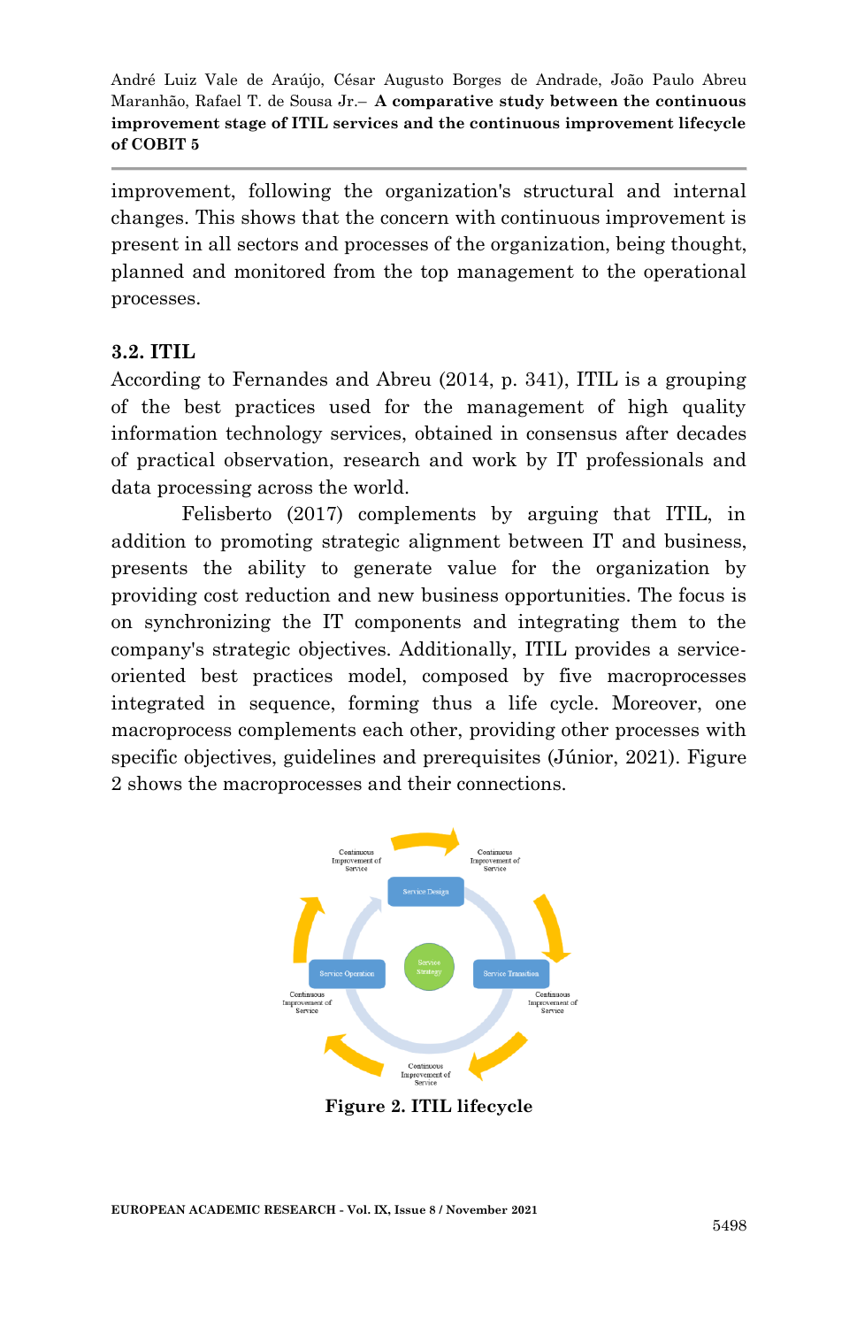improvement, following the organization's structural and internal changes. This shows that the concern with continuous improvement is present in all sectors and processes of the organization, being thought, planned and monitored from the top management to the operational processes.

### 3.2. ITIL

According to Fernandes and Abreu (2014, p. 341), ITIL is a grouping of the best practices used for the management of high quality information technology services, obtained in consensus after decades of practical observation, research and work by IT professionals and data processing across the world.

Felisberto (2017) complements by arguing that ITIL, in addition to promoting strategic alignment between IT and business, presents the ability to generate value for the organization by providing cost reduction and new business opportunities. The focus is on synchronizing the IT components and integrating them to the company's strategic objectives. Additionally, ITIL provides a service-oriented best practices model, composed by five macroprocesses integrated in sequence, forming thus a life cycle. Moreover, one macroprocess complements each other, providing other processes with specific objectives, guidelines and prerequisites (Júnior, 2021). Figure 2 shows the macroprocesses and their connections.

**Figure 2. ITIL lifecycle**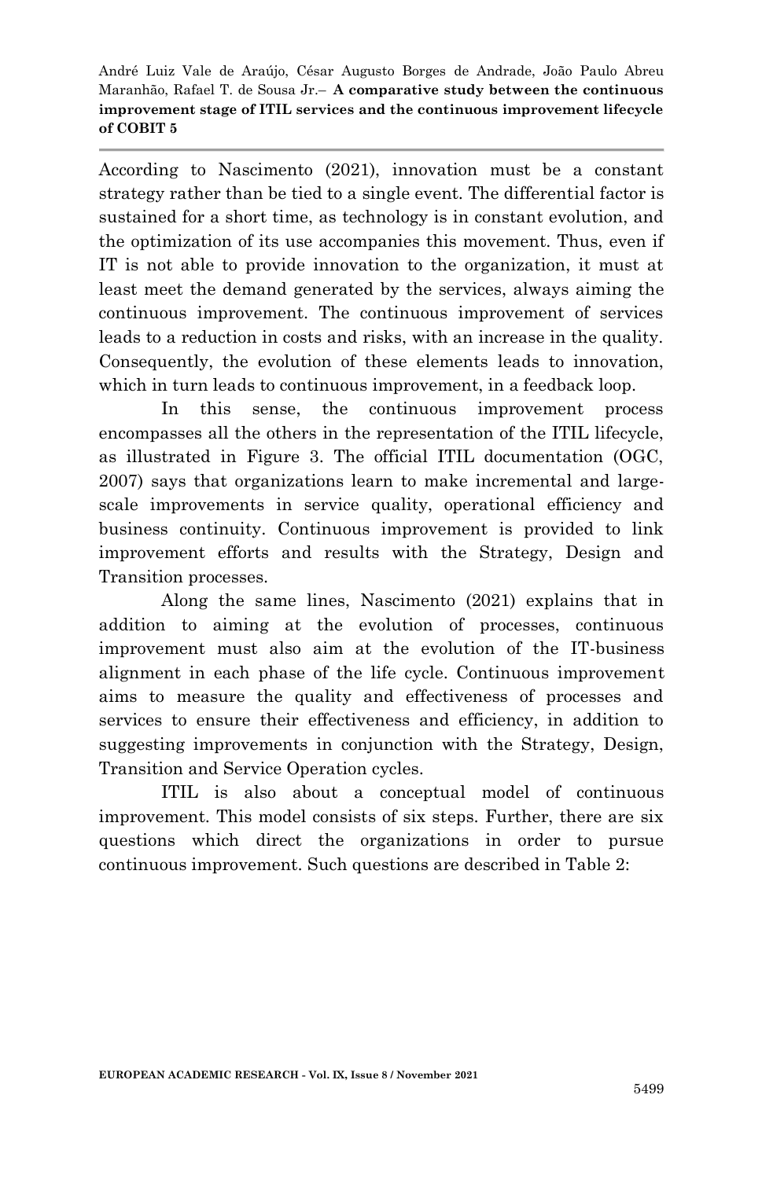According to Nascimento (2021), innovation must be a constant strategy rather than be tied to a single event. The differential factor is sustained for a short time, as technology is in constant evolution, and the optimization of its use accompanies this movement. Thus, even if IT is not able to provide innovation to the organization, it must at least meet the demand generated by the services, always aiming the continuous improvement. The continuous improvement of services leads to a reduction in costs and risks, with an increase in the quality. Consequently, the evolution of these elements leads to innovation, which in turn leads to continuous improvement, in a feedback loop.

In this sense, the continuous improvement process encompasses all the others in the representation of the ITIL lifecycle, as illustrated in Figure 3. The official ITIL documentation (OGC, 2007) says that organizations learn to make incremental and large-scale improvements in service quality, operational efficiency and business continuity. Continuous improvement is provided to link improvement efforts and results with the Strategy, Design and Transition processes.

Along the same lines, Nascimento (2021) explains that in addition to aiming at the evolution of processes, continuous improvement must also aim at the evolution of the IT-business alignment in each phase of the life cycle. Continuous improvement aims to measure the quality and effectiveness of processes and services to ensure their effectiveness and efficiency, in addition to suggesting improvements in conjunction with the Strategy, Design, Transition and Service Operation cycles.

ITIL is also about a conceptual model of continuous improvement. This model consists of six steps. Further, there are six questions which direct the organizations in order to pursue continuous improvement. Such questions are described in Table 2: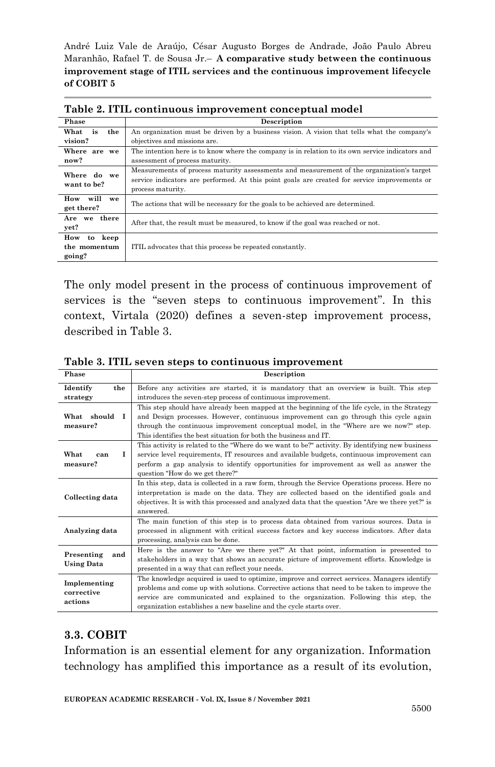**Table 2. ITIL continuous improvement conceptual model**

| Phase | Description |
|---|---|
| What is the vision? | An organization must be driven by a business vision. A vision that tells what the company's objectives and missions are. |
| Where are we now? | The intention here is to know where the company is in relation to its own service indicators and assessment of process maturity. |
| Where do we want to be? | Measurements of process maturity assessments and measurement of the organization's target service indicators are performed. At this point goals are created for service improvements or process maturity. |
| How will we get there? | The actions that will be necessary for the goals to be achieved are determined. |
| Are we there yet? | After that, the result must be measured, to know if the goal was reached or not. |
| How to keep the momentum going? | ITIL advocates that this process be repeated constantly. |

The only model present in the process of continuous improvement of services is the “seven steps to continuous improvement”. In this context, Virtala (2020) defines a seven-step improvement process, described in Table 3.

**Table 3. ITIL seven steps to continuous improvement**

| Phase | Description |
|---|---|
| Identify the strategy | Before any activities are started, it is mandatory that an overview is built. This step introduces the seven-step process of continuous improvement. |
| What should I measure? | This step should have already been mapped at the beginning of the life cycle, in the Strategy and Design processes. However, continuous improvement can go through this cycle again through the continuous improvement conceptual model, in the "Where are we now?" step. This identifies the best situation for both the business and IT. |
| What can I measure? | This activity is related to the "Where do we want to be?" activity. By identifying new business service level requirements, IT resources and available budgets, continuous improvement can perform a gap analysis to identify opportunities for improvement as well as answer the question "How do we get there?" |
| Collecting data | In this step, data is collected in a raw form, through the Service Operations process. Here no interpretation is made on the data. They are collected based on the identified goals and objectives. It is with this processed and analyzed data that the question "Are we there yet?" is answered. |
| Analyzing data | The main function of this step is to process data obtained from various sources. Data is processed in alignment with critical success factors and key success indicators. After data processing, analysis can be done. |
| Presenting and Using Data | Here is the answer to "Are we there yet?" At that point, information is presented to stakeholders in a way that shows an accurate picture of improvement efforts. Knowledge is presented in a way that can reflect your needs. |
| Implementing corrective actions | The knowledge acquired is used to optimize, improve and correct services. Managers identify problems and come up with solutions. Corrective actions that need to be taken to improve the service are communicated and explained to the organization. Following this step, the organization establishes a new baseline and the cycle starts over. |

## 3.3. COBIT

Information is an essential element for any organization. Information technology has amplified this importance as a result of its evolution,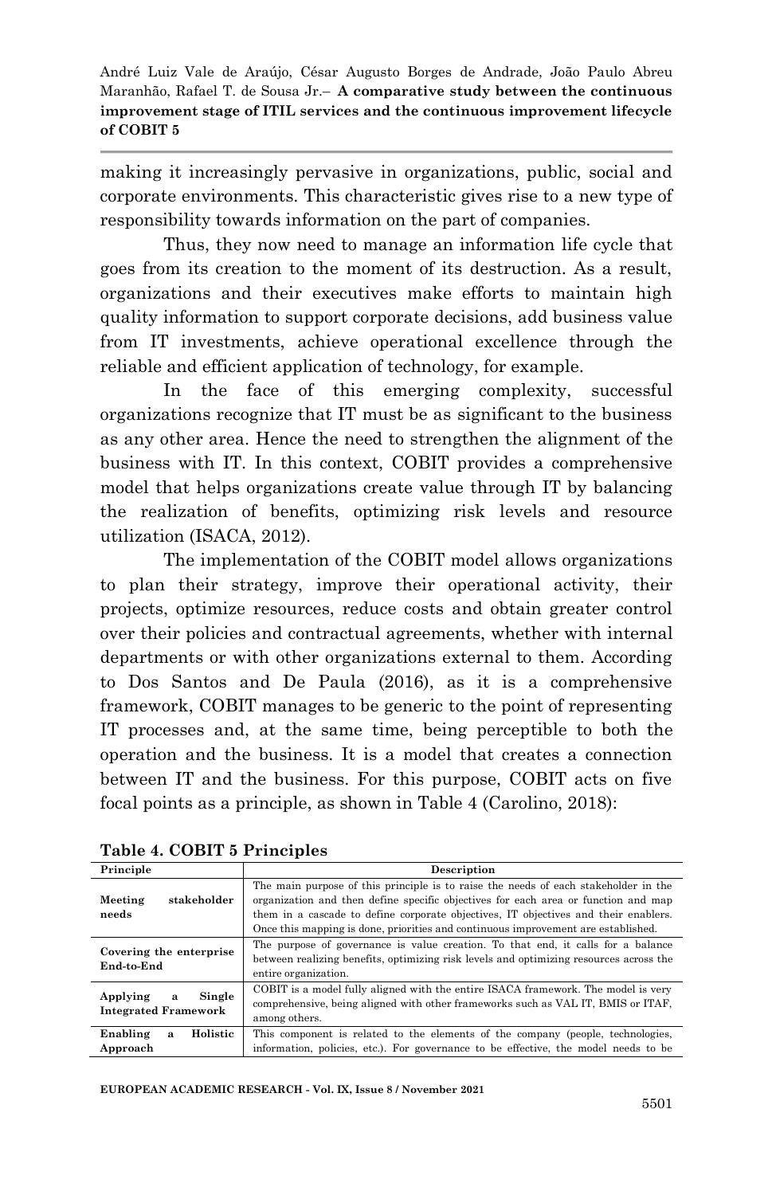making it increasingly pervasive in organizations, public, social and corporate environments. This characteristic gives rise to a new type of responsibility towards information on the part of companies.

Thus, they now need to manage an information life cycle that goes from its creation to the moment of its destruction. As a result, organizations and their executives make efforts to maintain high quality information to support corporate decisions, add business value from IT investments, achieve operational excellence through the reliable and efficient application of technology, for example.

In the face of this emerging complexity, successful organizations recognize that IT must be as significant to the business as any other area. Hence the need to strengthen the alignment of the business with IT. In this context, COBIT provides a comprehensive model that helps organizations create value through IT by balancing the realization of benefits, optimizing risk levels and resource utilization (ISACA, 2012).

The implementation of the COBIT model allows organizations to plan their strategy, improve their operational activity, their projects, optimize resources, reduce costs and obtain greater control over their policies and contractual agreements, whether with internal departments or with other organizations external to them. According to Dos Santos and De Paula (2016), as it is a comprehensive framework, COBIT manages to be generic to the point of representing IT processes and, at the same time, being perceptible to both the operation and the business. It is a model that creates a connection between IT and the business. For this purpose, COBIT acts on five focal points as a principle, as shown in Table 4 (Carolino, 2018):

**Table 4. COBIT 5 Principles**

| Principle | Description |
|---|---|
| **Meeting stakeholder needs** | The main purpose of this principle is to raise the needs of each stakeholder in the organization and then define specific objectives for each area or function and map them in a cascade to define corporate objectives, IT objectives and their enablers. Once this mapping is done, priorities and continuous improvement are established. |
| **Covering the enterprise End-to-End** | The purpose of governance is value creation. To that end, it calls for a balance between realizing benefits, optimizing risk levels and optimizing resources across the entire organization. |
| **Applying a Single Integrated Framework** | COBIT is a model fully aligned with the entire ISACA framework. The model is very comprehensive, being aligned with other frameworks such as VAL IT, BMIS or ITAF, among others. |
| **Enabling a Holistic Approach** | This component is related to the elements of the company (people, technologies, information, policies, etc.). For governance to be effective, the model needs to be |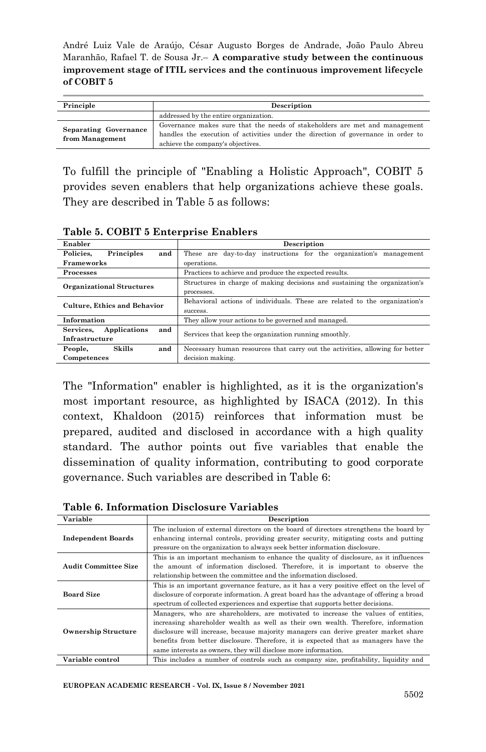| Principle | Description |
|---|---|
| | addressed by the entire organization. |
| **Separating Governance from Management** | Governance makes sure that the needs of stakeholders are met and management handles the execution of activities under the direction of governance in order to achieve the company's objectives. |

To fulfill the principle of "Enabling a Holistic Approach", COBIT 5 provides seven enablers that help organizations achieve these goals. They are described in Table 5 as follows:

**Table 5. COBIT 5 Enterprise Enablers**

| Enabler | Description |
|---|---|
| **Policies, Principles and Frameworks** | These are day-to-day instructions for the organization's management operations. |
| **Processes** | Practices to achieve and produce the expected results. |
| **Organizational Structures** | Structures in charge of making decisions and sustaining the organization's processes. |
| **Culture, Ethics and Behavior** | Behavioral actions of individuals. These are related to the organization's success. |
| **Information** | They allow your actions to be governed and managed. |
| **Services, Applications and Infrastructure** | Services that keep the organization running smoothly. |
| **People, Skills and Competences** | Necessary human resources that carry out the activities, allowing for better decision making. |

The "Information" enabler is highlighted, as it is the organization's most important resource, as highlighted by ISACA (2012). In this context, Khaldoon (2015) reinforces that information must be prepared, audited and disclosed in accordance with a high quality standard. The author points out five variables that enable the dissemination of quality information, contributing to good corporate governance. Such variables are described in Table 6:

**Table 6. Information Disclosure Variables**

| Variable | Description |
|---|---|
| **Independent Boards** | The inclusion of external directors on the board of directors strengthens the board by enhancing internal controls, providing greater security, mitigating costs and putting pressure on the organization to always seek better information disclosure. |
| **Audit Committee Size** | This is an important mechanism to enhance the quality of disclosure, as it influences the amount of information disclosed. Therefore, it is important to observe the relationship between the committee and the information disclosed. |
| **Board Size** | This is an important governance feature, as it has a very positive effect on the level of disclosure of corporate information. A great board has the advantage of offering a broad spectrum of collected experiences and expertise that supports better decisions. |
| **Ownership Structure** | Managers, who are shareholders, are motivated to increase the values of entities, increasing shareholder wealth as well as their own wealth. Therefore, information disclosure will increase, because majority managers can derive greater market share benefits from better disclosure. Therefore, it is expected that as managers have the same interests as owners, they will disclose more information. |
| **Variable control** | This includes a number of controls such as company size, profitability, liquidity and |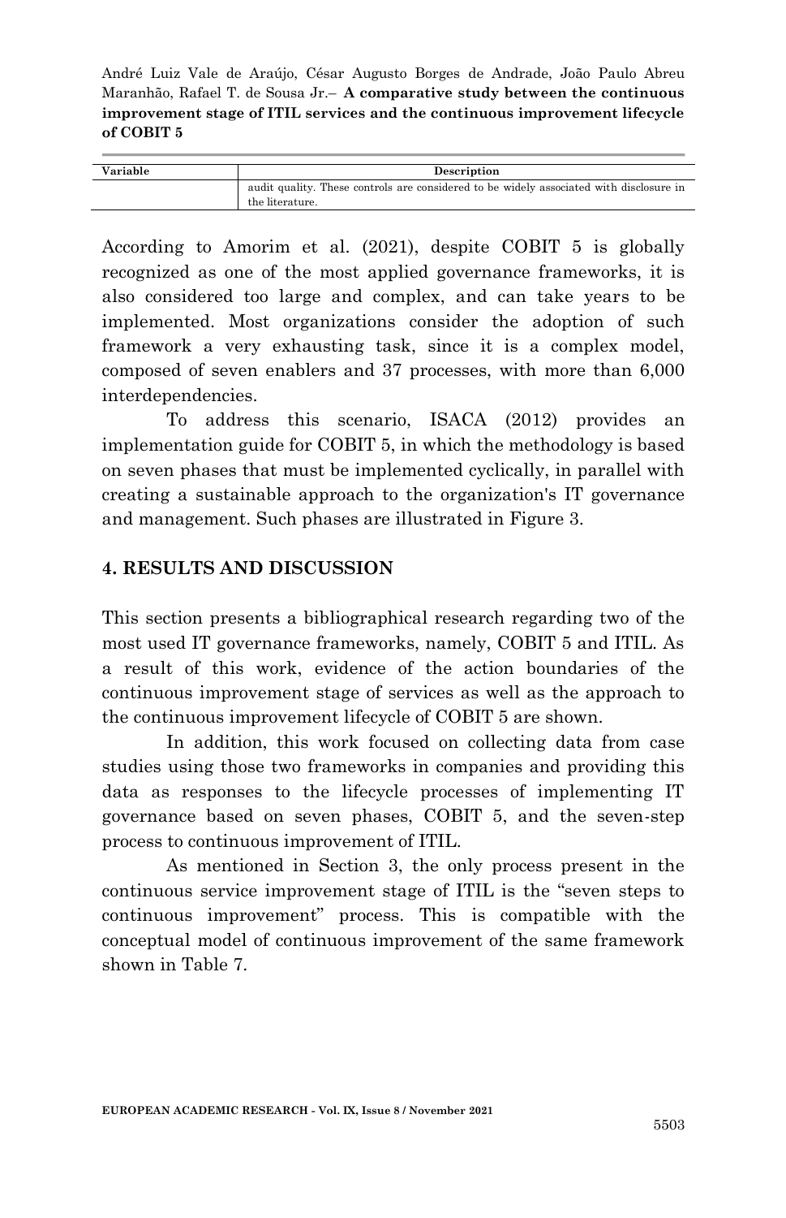| Variable | Description |
|---|---|
| | audit quality. These controls are considered to be widely associated with disclosure in the literature. |

According to Amorim et al. (2021), despite COBIT 5 is globally recognized as one of the most applied governance frameworks, it is also considered too large and complex, and can take years to be implemented. Most organizations consider the adoption of such framework a very exhausting task, since it is a complex model, composed of seven enablers and 37 processes, with more than 6,000 interdependencies.

To address this scenario, ISACA (2012) provides an implementation guide for COBIT 5, in which the methodology is based on seven phases that must be implemented cyclically, in parallel with creating a sustainable approach to the organization's IT governance and management. Such phases are illustrated in Figure 3.

## 4. RESULTS AND DISCUSSION

This section presents a bibliographical research regarding two of the most used IT governance frameworks, namely, COBIT 5 and ITIL. As a result of this work, evidence of the action boundaries of the continuous improvement stage of services as well as the approach to the continuous improvement lifecycle of COBIT 5 are shown.

In addition, this work focused on collecting data from case studies using those two frameworks in companies and providing this data as responses to the lifecycle processes of implementing IT governance based on seven phases, COBIT 5, and the seven-step process to continuous improvement of ITIL.

As mentioned in Section 3, the only process present in the continuous service improvement stage of ITIL is the "seven steps to continuous improvement" process. This is compatible with the conceptual model of continuous improvement of the same framework shown in Table 7.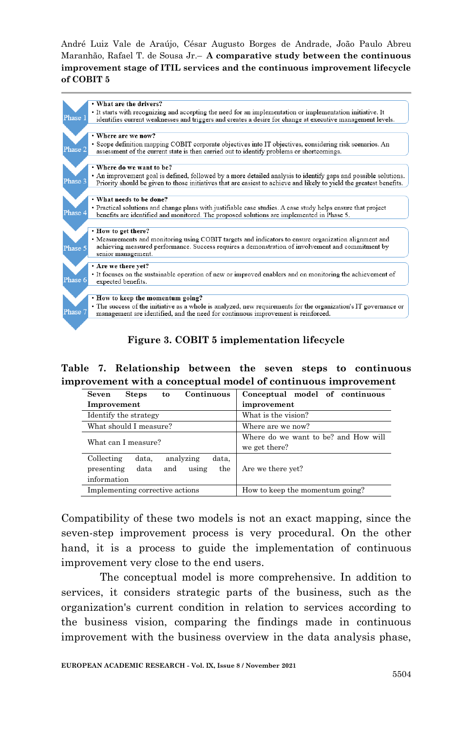| | |
|---|---|
| Phase 1 | • What are the drivers?<br>• It starts with recognizing and accepting the need for an implementation or implementation initiative. It identifies current weaknesses and triggers and creates a desire for change at executive management levels. |
| Phase 2 | • Where are we now?<br>• Scope definition mapping COBIT corporate objectives into IT objectives, considering risk scenarios. An assessment of the current state is then carried out to identify problems or shortcomings. |
| Phase 3 | • Where do we want to be?<br>• An improvement goal is defined, followed by a more detailed analysis to identify gaps and possible solutions. Priority should be given to those initiatives that are easiest to achieve and likely to yield the greatest benefits. |
| Phase 4 | • What needs to be done?<br>• Practical solutions and change plans with justifiable case studies. A case study helps ensure that project benefits are identified and monitored. The proposed solutions are implemented in Phase 5. |
| Phase 5 | • How to get there?<br>• Measurements and monitoring using COBIT targets and indicators to ensure organization alignment and achieving measured performance. Success requires a demonstration of involvement and commitment by senior management. |
| Phase 6 | • Are we there yet?<br>• It focuses on the sustainable operation of new or improved enablers and on monitoring the achievement of expected benefits. |
| Phase 7 | • How to keep the momentum going?<br>• The success of the initiative as a whole is analyzed, new requirements for the organization's IT governance or management are identified, and the need for continuous improvement is reinforced. |

**Figure 3. COBIT 5 implementation lifecycle**

**Table 7. Relationship between the seven steps to continuous improvement with a conceptual model of continuous improvement**

| Seven Steps to Continuous Improvement | Conceptual model of continuous improvement |
|---|---|
| Identify the strategy | What is the vision? |
| What should I measure? | Where are we now? |
| What can I measure? | Where do we want to be? and How will we get there? |
| Collecting data, analyzing data, presenting data and using the information | Are we there yet? |
| Implementing corrective actions | How to keep the momentum going? |

Compatibility of these two models is not an exact mapping, since the seven-step improvement process is very procedural. On the other hand, it is a process to guide the implementation of continuous improvement very close to the end users.

The conceptual model is more comprehensive. In addition to services, it considers strategic parts of the business, such as the organization's current condition in relation to services according to the business vision, comparing the findings made in continuous improvement with the business overview in the data analysis phase,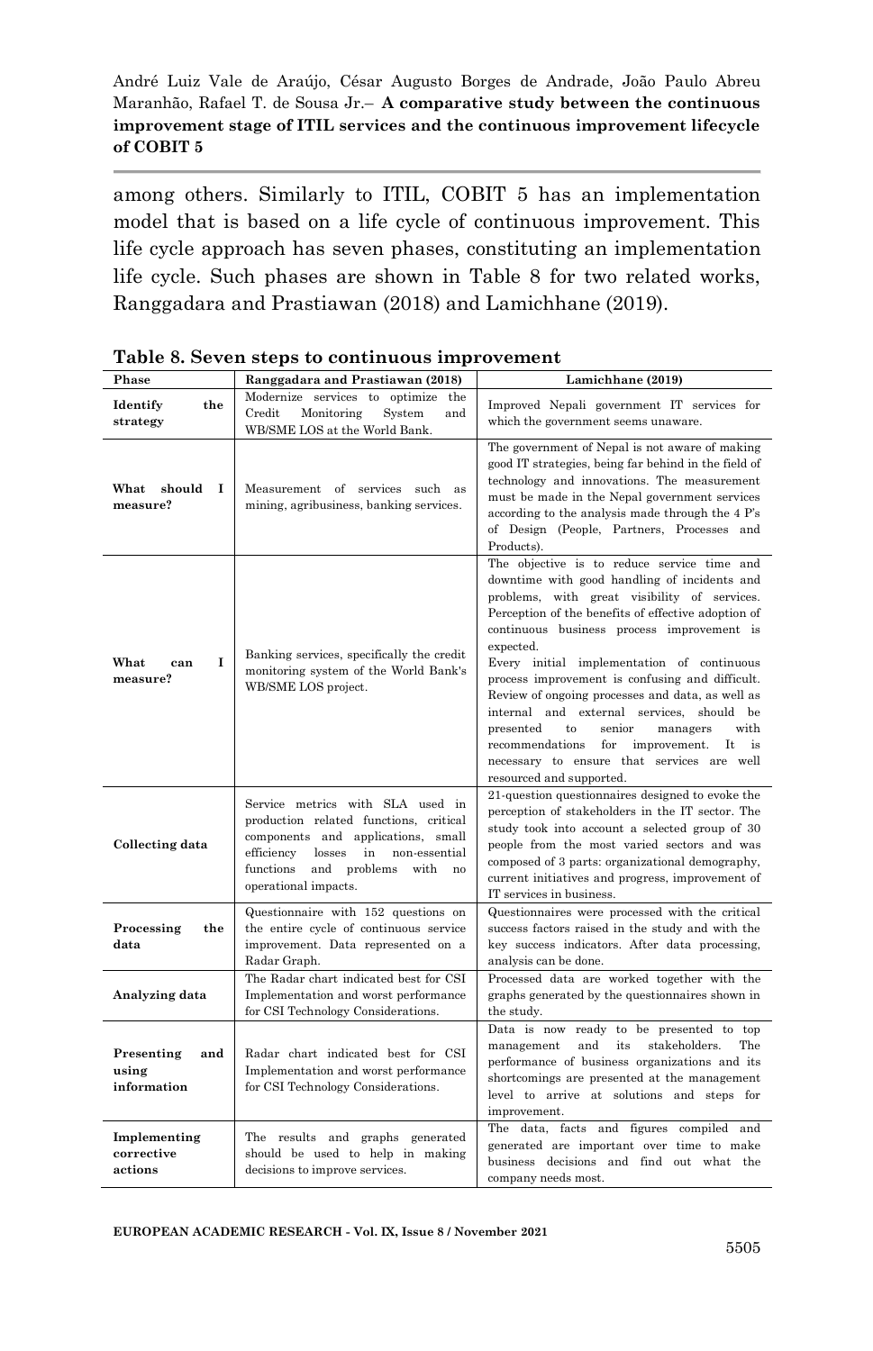among others. Similarly to ITIL, COBIT 5 has an implementation model that is based on a life cycle of continuous improvement. This life cycle approach has seven phases, constituting an implementation life cycle. Such phases are shown in Table 8 for two related works, Ranggadara and Prastiawan (2018) and Lamichhane (2019).

**Table 8. Seven steps to continuous improvement**

| Phase | Ranggadara and Prastiawan (2018) | Lamichhane (2019) |
|---|---|---|
| **Identify the strategy** | Modernize services to optimize the Credit Monitoring System and WB/SME LOS at the World Bank. | Improved Nepali government IT services for which the government seems unaware. |
| **What should I measure?** | Measurement of services such as mining, agribusiness, banking services. | The government of Nepal is not aware of making good IT strategies, being far behind in the field of technology and innovations. The measurement must be made in the Nepal government services according to the analysis made through the 4 P's of Design (People, Partners, Processes and Products). |
| **What can I measure?** | Banking services, specifically the credit monitoring system of the World Bank's WB/SME LOS project. | The objective is to reduce service time and downtime with good handling of incidents and problems, with great visibility of services. Perception of the benefits of effective adoption of continuous business process improvement is expected. Every initial implementation of continuous process improvement is confusing and difficult. Review of ongoing processes and data, as well as internal and external services, should be presented to senior managers with recommendations for improvement. It is necessary to ensure that services are well resourced and supported. |
| **Collecting data** | Service metrics with SLA used in production related functions, critical components and applications, small efficiency losses in non-essential functions and problems with no operational impacts. | 21-question questionnaires designed to evoke the perception of stakeholders in the IT sector. The study took into account a selected group of 30 people from the most varied sectors and was composed of 3 parts: organizational demography, current initiatives and progress, improvement of IT services in business. |
| **Processing the data** | Questionnaire with 152 questions on the entire cycle of continuous service improvement. Data represented on a Radar Graph. | Questionnaires were processed with the critical success factors raised in the study and with the key success indicators. After data processing, analysis can be done. |
| **Analyzing data** | The Radar chart indicated best for CSI Implementation and worst performance for CSI Technology Considerations. | Processed data are worked together with the graphs generated by the questionnaires shown in the study. |
| **Presenting and using information** | Radar chart indicated best for CSI Implementation and worst performance for CSI Technology Considerations. | Data is now ready to be presented to top management and its stakeholders. The performance of business organizations and its shortcomings are presented at the management level to arrive at solutions and steps for improvement. |
| **Implementing corrective actions** | The results and graphs generated should be used to help in making decisions to improve services. | The data, facts and figures compiled and generated are important over time to make business decisions and find out what the company needs most. |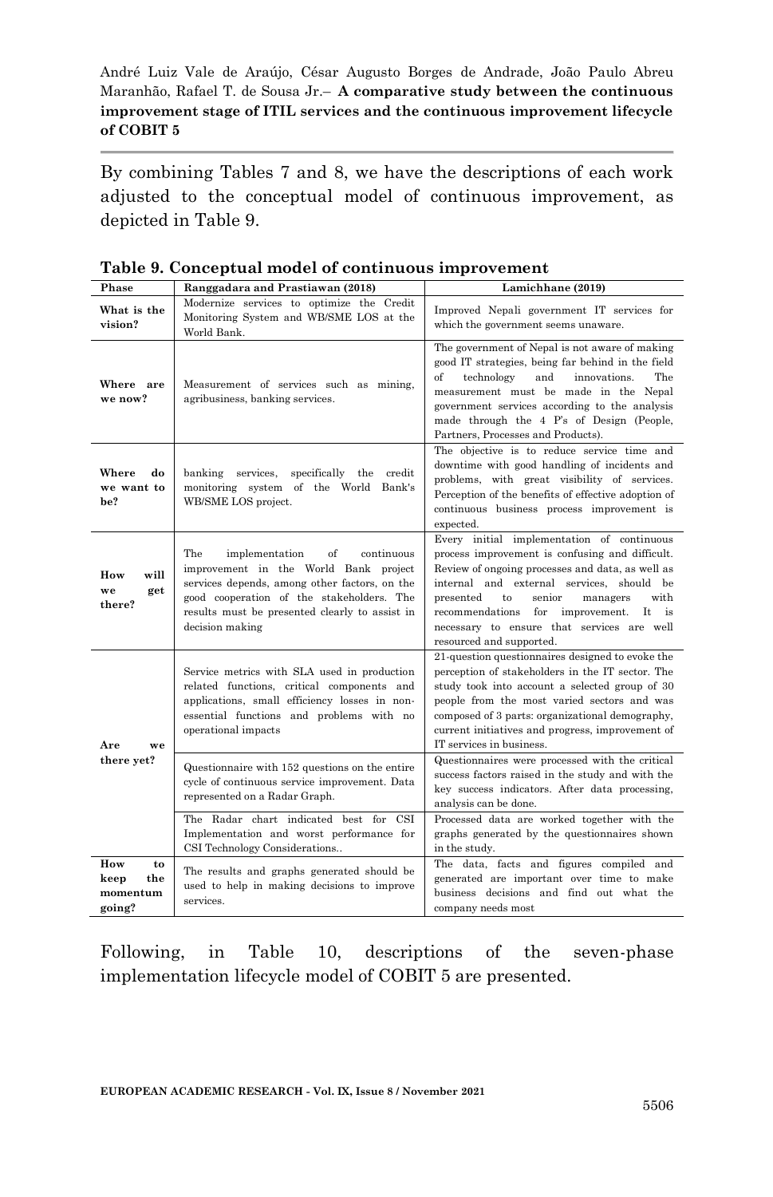By combining Tables 7 and 8, we have the descriptions of each work adjusted to the conceptual model of continuous improvement, as depicted in Table 9.

**Table 9. Conceptual model of continuous improvement**

| Phase | Ranggadara and Prastiawan (2018) | Lamichhane (2019) |
|---|---|---|
| **What is the vision?** | Modernize services to optimize the Credit Monitoring System and WB/SME LOS at the World Bank. | Improved Nepali government IT services for which the government seems unaware. |
| **Where are we now?** | Measurement of services such as mining, agribusiness, banking services. | The government of Nepal is not aware of making good IT strategies, being far behind in the field of technology and innovations. The measurement must be made in the Nepal government services according to the analysis made through the 4 P's of Design (People, Partners, Processes and Products). |
| **Where do we want to be?** | banking services, specifically the credit monitoring system of the World Bank's WB/SME LOS project. | The objective is to reduce service time and downtime with good handling of incidents and problems, with great visibility of services. Perception of the benefits of effective adoption of continuous business process improvement is expected. |
| **How will we get there?** | The implementation of continuous improvement in the World Bank project services depends, among other factors, on the good cooperation of the stakeholders. The results must be presented clearly to assist in decision making | Every initial implementation of continuous process improvement is confusing and difficult. Review of ongoing processes and data, as well as internal and external services, should be presented to senior managers with recommendations for improvement. It is necessary to ensure that services are well resourced and supported. |
| **Are we there yet?** | Service metrics with SLA used in production related functions, critical components and applications, small efficiency losses in non-essential functions and problems with no operational impacts | 21-question questionnaires designed to evoke the perception of stakeholders in the IT sector. The study took into account a selected group of 30 people from the most varied sectors and was composed of 3 parts: organizational demography, current initiatives and progress, improvement of IT services in business. |
| | Questionnaire with 152 questions on the entire cycle of continuous service improvement. Data represented on a Radar Graph. | Questionnaires were processed with the critical success factors raised in the study and with the key success indicators. After data processing, analysis can be done. |
| | The Radar chart indicated best for CSI Implementation and worst performance for CSI Technology Considerations.. | Processed data are worked together with the graphs generated by the questionnaires shown in the study. |
| **How to keep the momentum going?** | The results and graphs generated should be used to help in making decisions to improve services. | The data, facts and figures compiled and generated are important over time to make business decisions and find out what the company needs most |

Following, in Table 10, descriptions of the seven-phase implementation lifecycle model of COBIT 5 are presented.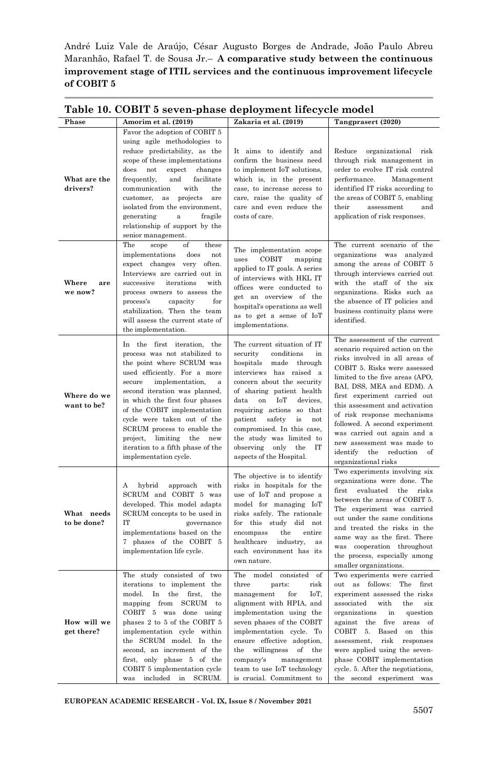**Table 10. COBIT 5 seven-phase deployment lifecycle model**

| Phase | Amorim et al. (2019) | Zakaria et al. (2019) | Tangprasert (2020) |
|---|---|---|---|
| **What are the drivers?** | Favor the adoption of COBIT 5 using agile methodologies to reduce predictability, as the scope of these implementations does not expect changes frequently, and facilitate communication with the customer, as projects are isolated from the environment, generating a fragile relationship of support by the senior management. | It aims to identify and confirm the business need to implement IoT solutions, which is, in the present case, to increase access to care, raise the quality of care and even reduce the costs of care. | Reduce organizational risk through risk management in order to evolve IT risk control performance. Management identified IT risks according to the areas of COBIT 5, enabling their assessment and application of risk responses. |
| **Where are we now?** | The scope of these implementations does not expect changes very often. Interviews are carried out in successive iterations with process owners to assess the process's capacity for stabilization. Then the team will assess the current state of the implementation. | The implementation scope uses COBIT mapping applied to IT goals. A series of interviews with HKL IT offices were conducted to get an overview of the hospital's operations as well as to get a sense of IoT implementations. | The current scenario of the organizations was analyzed among the areas of COBIT 5 through interviews carried out with the staff of the six organizations. Risks such as the absence of IT policies and business continuity plans were identified. |
| **Where do we want to be?** | In the first iteration, the process was not stabilized to the point where SCRUM was used efficiently. For a more secure implementation, a second iteration was planned, in which the first four phases of the COBIT implementation cycle were taken out of the SCRUM process to enable the project, limiting the new iteration to a fifth phase of the implementation cycle. | The current situation of IT security conditions in hospitals made through interviews has raised a concern about the security of sharing patient health data on IoT devices, requiring actions so that patient safety is not compromised. In this case, the study was limited to observing only the IT aspects of the Hospital. | The assessment of the current scenario required action on the risks involved in all areas of COBIT 5. Risks were assessed limited to the five areas (APO, BAI, DSS, MEA and EDM). A first experiment carried out this assessment and activation of risk response mechanisms followed. A second experiment was carried out again and a new assessment was made to identify the reduction of organizational risks |
| **What needs to be done?** | A hybrid approach with SCRUM and COBIT 5 was developed. This model adapts SCRUM concepts to be used in IT governance implementations based on the 7 phases of the COBIT 5 implementation life cycle. | The objective is to identify risks in hospitals for the use of IoT and propose a model for managing IoT risks safely. The rationale for this study did not encompass the entire healthcare industry, as each environment has its own nature. | Two experiments involving six organizations were done. The first evaluated the risks between the areas of COBIT 5. The experiment was carried out under the same conditions and treated the risks in the same way as the first. There was cooperation throughout the process, especially among smaller organizations. |
| **How will we get there?** | The study consisted of two iterations to implement the model. In the first, the mapping from SCRUM to COBIT 5 was done using phases 2 to 5 of the COBIT 5 implementation cycle within the SCRUM model. In the second, an increment of the first, only phase 5 of the COBIT 5 implementation cycle was included in SCRUM. | The model consisted of three parts: risk management for IoT, alignment with HPIA, and implementation using the seven phases of the COBIT implementation cycle. To ensure effective adoption, the willingness of the company's management team to use IoT technology is crucial. Commitment to | Two experiments were carried out as follows: The first experiment assessed the risks associated with the six organizations in question against the five areas of COBIT 5. Based on this assessment, risk responses were applied using the seven-phase COBIT implementation cycle. 5. After the negotiations, the second experiment was |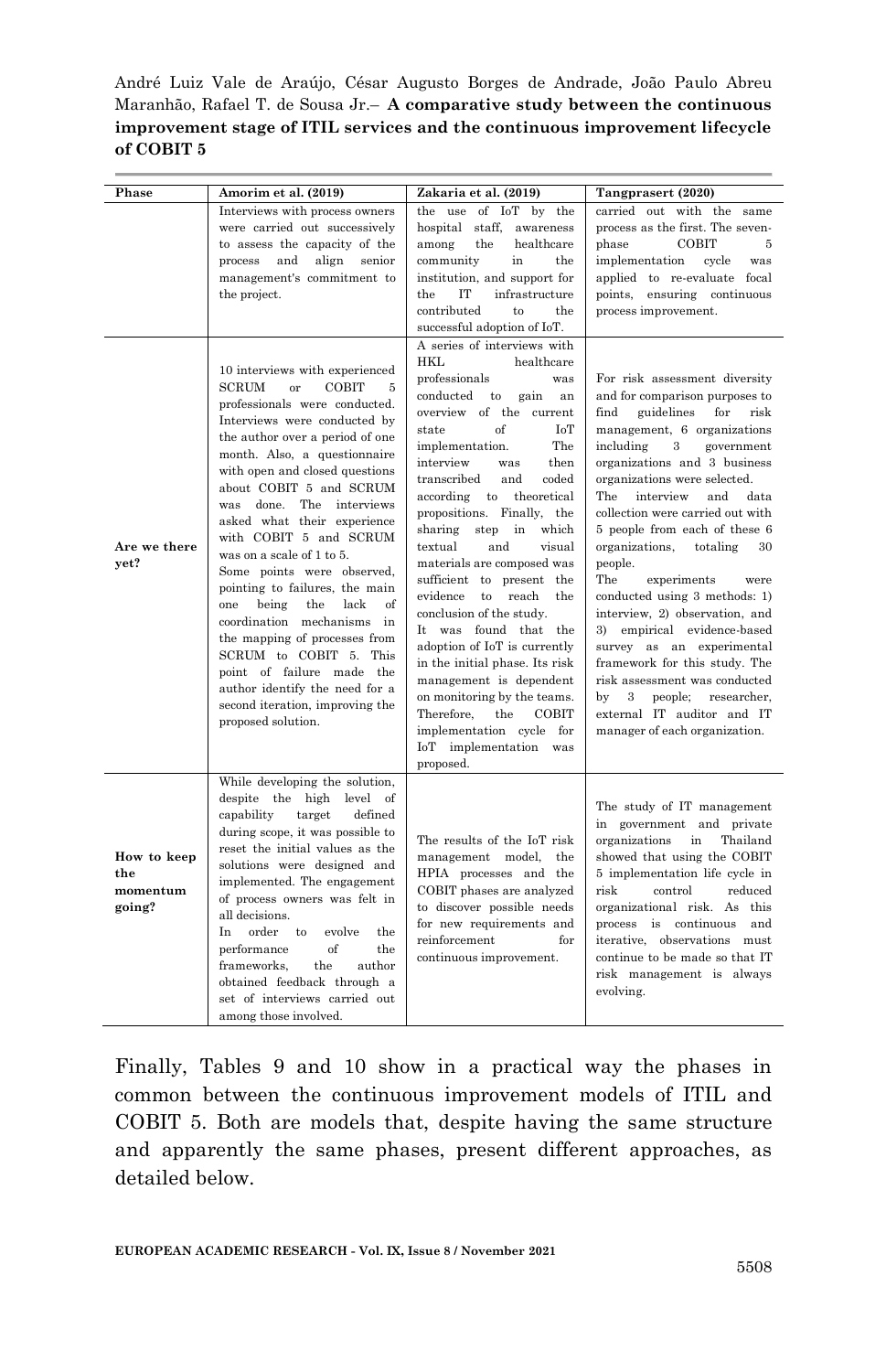| Phase | Amorim et al. (2019) | Zakaria et al. (2019) | Tangprasert (2020) |
|---|---|---|---|
| | Interviews with process owners were carried out successively to assess the capacity of the process and align senior management's commitment to the project. | the use of IoT by the hospital staff, awareness among the healthcare community in the institution, and support for the IT infrastructure contributed to the successful adoption of IoT. | carried out with the same process as the first. The seven-phase COBIT 5 implementation cycle was applied to re-evaluate focal points, ensuring continuous process improvement. |
| **Are we there yet?** | 10 interviews with experienced SCRUM or COBIT 5 professionals were conducted. Interviews were conducted by the author over a period of one month. Also, a questionnaire with open and closed questions about COBIT 5 and SCRUM was done. The interviews asked what their experience with COBIT 5 and SCRUM was on a scale of 1 to 5. Some points were observed, pointing to failures, the main one being the lack of coordination mechanisms in the mapping of processes from SCRUM to COBIT 5. This point of failure made the author identify the need for a second iteration, improving the proposed solution. | A series of interviews with HKL healthcare professionals was conducted to gain an overview of the current state of IoT implementation. The interview was then transcribed and coded according to theoretical propositions. Finally, the sharing step in which textual and visual materials are composed was sufficient to present the evidence to reach the conclusion of the study. It was found that the adoption of IoT is currently in the initial phase. Its risk management is dependent on monitoring by the teams. Therefore, the COBIT implementation cycle for IoT implementation was proposed. | For risk assessment diversity and for comparison purposes to find guidelines for risk management, 6 organizations including 3 government organizations and 3 business organizations were selected. The interview and data collection were carried out with 5 people from each of these 6 organizations, totaling 30 people. The experiments were conducted using 3 methods: 1) interview, 2) observation, and 3) empirical evidence-based survey as an experimental framework for this study. The risk assessment was conducted by 3 people; researcher, external IT auditor and IT manager of each organization. |
| **How to keep the momentum going?** | While developing the solution, despite the high level of capability target defined during scope, it was possible to reset the initial values as the solutions were designed and implemented. The engagement of process owners was felt in all decisions. In order to evolve the performance of the frameworks, the author obtained feedback through a set of interviews carried out among those involved. | The results of the IoT risk management model, the HPIA processes and the COBIT phases are analyzed to discover possible needs for new requirements and reinforcement for continuous improvement. | The study of IT management in government and private organizations in Thailand showed that using the COBIT 5 implementation life cycle in risk control reduced organizational risk. As this process is continuous and iterative, observations must continue to be made so that IT risk management is always evolving. |

Finally, Tables 9 and 10 show in a practical way the phases in common between the continuous improvement models of ITIL and COBIT 5. Both are models that, despite having the same structure and apparently the same phases, present different approaches, as detailed below.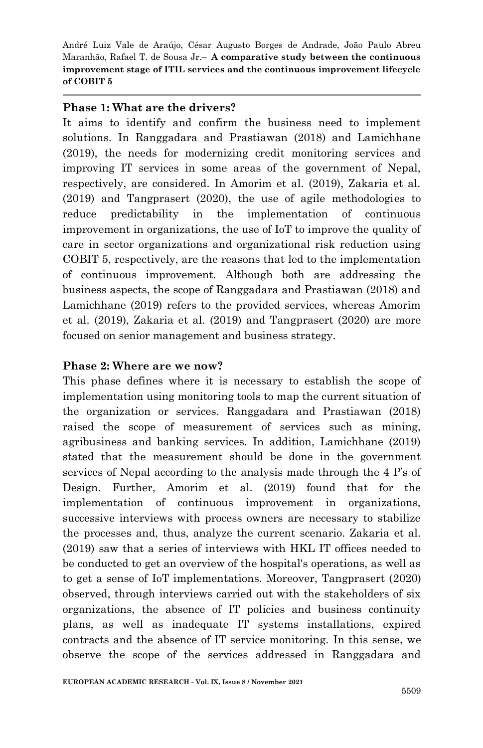**Phase 1: What are the drivers?**

It aims to identify and confirm the business need to implement solutions. In Ranggadara and Prastiawan (2018) and Lamichhane (2019), the needs for modernizing credit monitoring services and improving IT services in some areas of the government of Nepal, respectively, are considered. In Amorim et al. (2019), Zakaria et al. (2019) and Tangprasert (2020), the use of agile methodologies to reduce predictability in the implementation of continuous improvement in organizations, the use of IoT to improve the quality of care in sector organizations and organizational risk reduction using COBIT 5, respectively, are the reasons that led to the implementation of continuous improvement. Although both are addressing the business aspects, the scope of Ranggadara and Prastiawan (2018) and Lamichhane (2019) refers to the provided services, whereas Amorim et al. (2019), Zakaria et al. (2019) and Tangprasert (2020) are more focused on senior management and business strategy.

**Phase 2: Where are we now?**

This phase defines where it is necessary to establish the scope of implementation using monitoring tools to map the current situation of the organization or services. Ranggadara and Prastiawan (2018) raised the scope of measurement of services such as mining, agribusiness and banking services. In addition, Lamichhane (2019) stated that the measurement should be done in the government services of Nepal according to the analysis made through the 4 P's of Design. Further, Amorim et al. (2019) found that for the implementation of continuous improvement in organizations, successive interviews with process owners are necessary to stabilize the processes and, thus, analyze the current scenario. Zakaria et al. (2019) saw that a series of interviews with HKL IT offices needed to be conducted to get an overview of the hospital's operations, as well as to get a sense of IoT implementations. Moreover, Tangprasert (2020) observed, through interviews carried out with the stakeholders of six organizations, the absence of IT policies and business continuity plans, as well as inadequate IT systems installations, expired contracts and the absence of IT service monitoring. In this sense, we observe the scope of the services addressed in Ranggadara and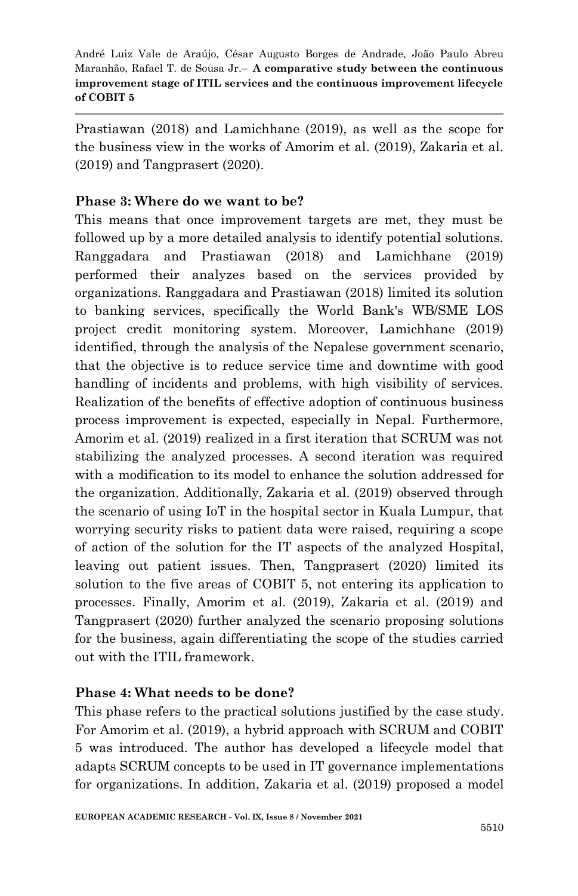Prastiawan (2018) and Lamichhane (2019), as well as the scope for the business view in the works of Amorim et al. (2019), Zakaria et al. (2019) and Tangprasert (2020).

**Phase 3: Where do we want to be?**

This means that once improvement targets are met, they must be followed up by a more detailed analysis to identify potential solutions. Ranggadara and Prastiawan (2018) and Lamichhane (2019) performed their analyzes based on the services provided by organizations. Ranggadara and Prastiawan (2018) limited its solution to banking services, specifically the World Bank's WB/SME LOS project credit monitoring system. Moreover, Lamichhane (2019) identified, through the analysis of the Nepalese government scenario, that the objective is to reduce service time and downtime with good handling of incidents and problems, with high visibility of services. Realization of the benefits of effective adoption of continuous business process improvement is expected, especially in Nepal. Furthermore, Amorim et al. (2019) realized in a first iteration that SCRUM was not stabilizing the analyzed processes. A second iteration was required with a modification to its model to enhance the solution addressed for the organization. Additionally, Zakaria et al. (2019) observed through the scenario of using IoT in the hospital sector in Kuala Lumpur, that worrying security risks to patient data were raised, requiring a scope of action of the solution for the IT aspects of the analyzed Hospital, leaving out patient issues. Then, Tangprasert (2020) limited its solution to the five areas of COBIT 5, not entering its application to processes. Finally, Amorim et al. (2019), Zakaria et al. (2019) and Tangprasert (2020) further analyzed the scenario proposing solutions for the business, again differentiating the scope of the studies carried out with the ITIL framework.

**Phase 4: What needs to be done?**

This phase refers to the practical solutions justified by the case study. For Amorim et al. (2019), a hybrid approach with SCRUM and COBIT 5 was introduced. The author has developed a lifecycle model that adapts SCRUM concepts to be used in IT governance implementations for organizations. In addition, Zakaria et al. (2019) proposed a model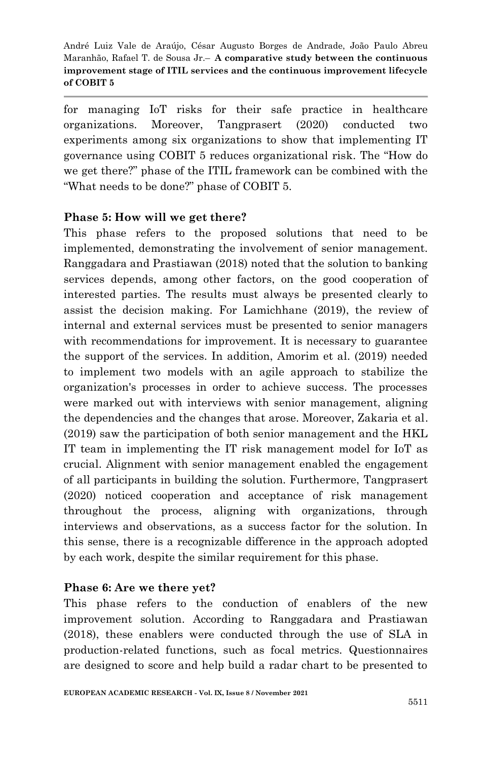for managing IoT risks for their safe practice in healthcare organizations. Moreover, Tangprasert (2020) conducted two experiments among six organizations to show that implementing IT governance using COBIT 5 reduces organizational risk. The "How do we get there?" phase of the ITIL framework can be combined with the "What needs to be done?" phase of COBIT 5.

### Phase 5: How will we get there?

This phase refers to the proposed solutions that need to be implemented, demonstrating the involvement of senior management. Ranggadara and Prastiawan (2018) noted that the solution to banking services depends, among other factors, on the good cooperation of interested parties. The results must always be presented clearly to assist the decision making. For Lamichhane (2019), the review of internal and external services must be presented to senior managers with recommendations for improvement. It is necessary to guarantee the support of the services. In addition, Amorim et al. (2019) needed to implement two models with an agile approach to stabilize the organization's processes in order to achieve success. The processes were marked out with interviews with senior management, aligning the dependencies and the changes that arose. Moreover, Zakaria et al. (2019) saw the participation of both senior management and the HKL IT team in implementing the IT risk management model for IoT as crucial. Alignment with senior management enabled the engagement of all participants in building the solution. Furthermore, Tangprasert (2020) noticed cooperation and acceptance of risk management throughout the process, aligning with organizations, through interviews and observations, as a success factor for the solution. In this sense, there is a recognizable difference in the approach adopted by each work, despite the similar requirement for this phase.

### Phase 6: Are we there yet?

This phase refers to the conduction of enablers of the new improvement solution. According to Ranggadara and Prastiawan (2018), these enablers were conducted through the use of SLA in production-related functions, such as focal metrics. Questionnaires are designed to score and help build a radar chart to be presented to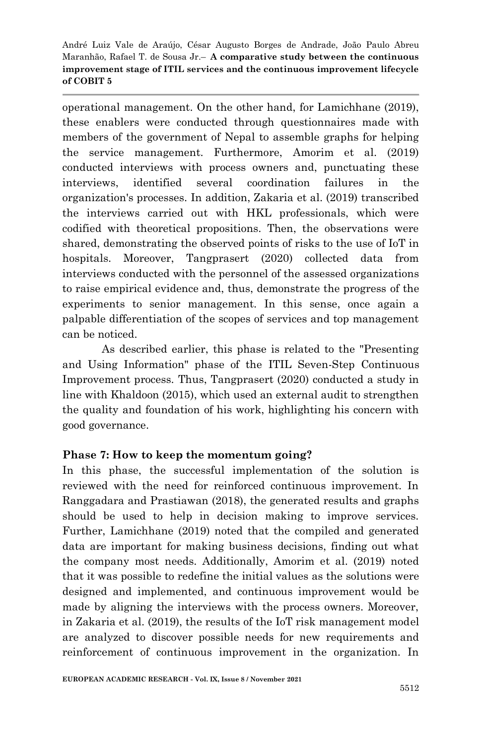operational management. On the other hand, for Lamichhane (2019), these enablers were conducted through questionnaires made with members of the government of Nepal to assemble graphs for helping the service management. Furthermore, Amorim et al. (2019) conducted interviews with process owners and, punctuating these interviews, identified several coordination failures in the organization's processes. In addition, Zakaria et al. (2019) transcribed the interviews carried out with HKL professionals, which were codified with theoretical propositions. Then, the observations were shared, demonstrating the observed points of risks to the use of IoT in hospitals. Moreover, Tangprasert (2020) collected data from interviews conducted with the personnel of the assessed organizations to raise empirical evidence and, thus, demonstrate the progress of the experiments to senior management. In this sense, once again a palpable differentiation of the scopes of services and top management can be noticed.

As described earlier, this phase is related to the "Presenting and Using Information" phase of the ITIL Seven-Step Continuous Improvement process. Thus, Tangprasert (2020) conducted a study in line with Khaldoon (2015), which used an external audit to strengthen the quality and foundation of his work, highlighting his concern with good governance.

**Phase 7: How to keep the momentum going?**

In this phase, the successful implementation of the solution is reviewed with the need for reinforced continuous improvement. In Ranggadara and Prastiawan (2018), the generated results and graphs should be used to help in decision making to improve services. Further, Lamichhane (2019) noted that the compiled and generated data are important for making business decisions, finding out what the company most needs. Additionally, Amorim et al. (2019) noted that it was possible to redefine the initial values as the solutions were designed and implemented, and continuous improvement would be made by aligning the interviews with the process owners. Moreover, in Zakaria et al. (2019), the results of the IoT risk management model are analyzed to discover possible needs for new requirements and reinforcement of continuous improvement in the organization. In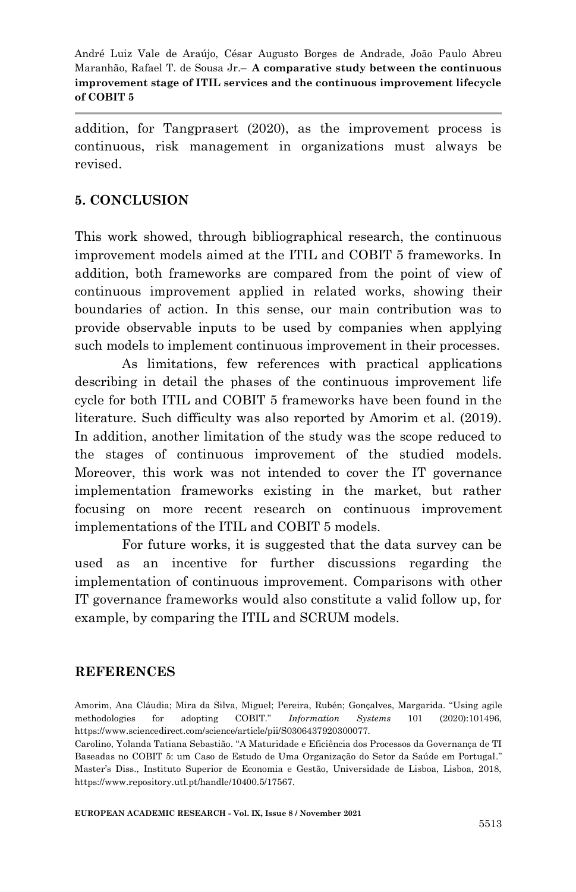addition, for Tangprasert (2020), as the improvement process is continuous, risk management in organizations must always be revised.

## 5. CONCLUSION

This work showed, through bibliographical research, the continuous improvement models aimed at the ITIL and COBIT 5 frameworks. In addition, both frameworks are compared from the point of view of continuous improvement applied in related works, showing their boundaries of action. In this sense, our main contribution was to provide observable inputs to be used by companies when applying such models to implement continuous improvement in their processes.

As limitations, few references with practical applications describing in detail the phases of the continuous improvement life cycle for both ITIL and COBIT 5 frameworks have been found in the literature. Such difficulty was also reported by Amorim et al. (2019). In addition, another limitation of the study was the scope reduced to the stages of continuous improvement of the studied models. Moreover, this work was not intended to cover the IT governance implementation frameworks existing in the market, but rather focusing on more recent research on continuous improvement implementations of the ITIL and COBIT 5 models.

For future works, it is suggested that the data survey can be used as an incentive for further discussions regarding the implementation of continuous improvement. Comparisons with other IT governance frameworks would also constitute a valid follow up, for example, by comparing the ITIL and SCRUM models.

## REFERENCES

Amorim, Ana Cláudia; Mira da Silva, Miguel; Pereira, Rubén; Gonçalves, Margarida. "Using agile methodologies for adopting COBIT." *Information Systems* 101 (2020):101496, https://www.sciencedirect.com/science/article/pii/S0306437920300077.

Carolino, Yolanda Tatiana Sebastião. "A Maturidade e Eficiência dos Processos da Governança de TI Baseadas no COBIT 5: um Caso de Estudo de Uma Organização do Setor da Saúde em Portugal." Master's Diss., Instituto Superior de Economia e Gestão, Universidade de Lisboa, Lisboa, 2018, https://www.repository.utl.pt/handle/10400.5/17567.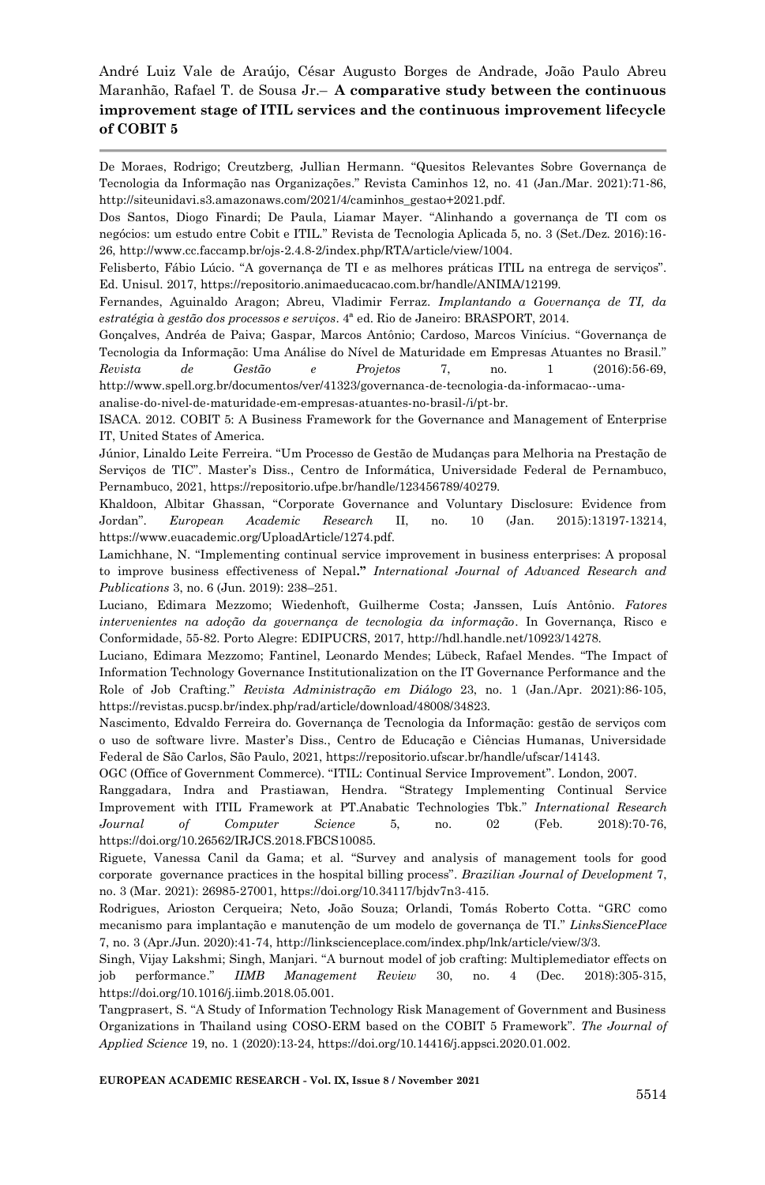De Moraes, Rodrigo; Creutzberg, Jullian Hermann. "Quesitos Relevantes Sobre Governança de Tecnologia da Informação nas Organizações." Revista Caminhos 12, no. 41 (Jan./Mar. 2021):71-86, http://siteunidavi.s3.amazonaws.com/2021/4/caminhos_gestao+2021.pdf.

Dos Santos, Diogo Finardi; De Paula, Liamar Mayer. "Alinhando a governança de TI com os negócios: um estudo entre Cobit e ITIL." Revista de Tecnologia Aplicada 5, no. 3 (Set./Dez. 2016):16-26, http://www.cc.faccamp.br/ojs-2.4.8-2/index.php/RTA/article/view/1004.

Felisberto, Fábio Lúcio. "A governança de TI e as melhores práticas ITIL na entrega de serviços". Ed. Unisul. 2017, https://repositorio.animaeducacao.com.br/handle/ANIMA/12199.

Fernandes, Aguinaldo Aragon; Abreu, Vladimir Ferraz. *Implantando a Governança de TI, da estratégia à gestão dos processos e serviços*. 4ª ed. Rio de Janeiro: BRASPORT, 2014.

Gonçalves, Andréa de Paiva; Gaspar, Marcos Antônio; Cardoso, Marcos Vinícius. "Governança de Tecnologia da Informação: Uma Análise do Nível de Maturidade em Empresas Atuantes no Brasil." *Revista de Gestão e Projetos* 7, no. 1 (2016):56-69, http://www.spell.org.br/documentos/ver/41323/governanca-de-tecnologia-da-informacao--uma-analise-do-nivel-de-maturidade-em-empresas-atuantes-no-brasil-/i/pt-br.

ISACA. 2012. COBIT 5: A Business Framework for the Governance and Management of Enterprise IT, United States of America.

Júnior, Linaldo Leite Ferreira. "Um Processo de Gestão de Mudanças para Melhoria na Prestação de Serviços de TIC". Master's Diss., Centro de Informática, Universidade Federal de Pernambuco, Pernambuco, 2021, https://repositorio.ufpe.br/handle/123456789/40279.

Khaldoon, Albitar Ghassan, "Corporate Governance and Voluntary Disclosure: Evidence from Jordan". *European Academic Research* II, no. 10 (Jan. 2015):13197-13214, https://www.euacademic.org/UploadArticle/1274.pdf.

Lamichhane, N. "Implementing continual service improvement in business enterprises: A proposal to improve business effectiveness of Nepal**."** *International Journal of Advanced Research and Publications* 3, no. 6 (Jun. 2019): 238–251.

Luciano, Edimara Mezzomo; Wiedenhoft, Guilherme Costa; Janssen, Luís Antônio. *Fatores intervenientes na adoção da governança de tecnologia da informação*. In Governança, Risco e Conformidade, 55-82. Porto Alegre: EDIPUCRS, 2017, http://hdl.handle.net/10923/14278.

Luciano, Edimara Mezzomo; Fantinel, Leonardo Mendes; Lübeck, Rafael Mendes. "The Impact of Information Technology Governance Institutionalization on the IT Governance Performance and the Role of Job Crafting." *Revista Administração em Diálogo* 23, no. 1 (Jan./Apr. 2021):86-105, https://revistas.pucsp.br/index.php/rad/article/download/48008/34823.

Nascimento, Edvaldo Ferreira do. Governança de Tecnologia da Informação: gestão de serviços com o uso de software livre. Master's Diss., Centro de Educação e Ciências Humanas, Universidade Federal de São Carlos, São Paulo, 2021, https://repositorio.ufscar.br/handle/ufscar/14143.

OGC (Office of Government Commerce). "ITIL: Continual Service Improvement". London, 2007.

Ranggadara, Indra and Prastiawan, Hendra. "Strategy Implementing Continual Service Improvement with ITIL Framework at PT.Anabatic Technologies Tbk." *International Research Journal of Computer Science* 5, no. 02 (Feb. 2018):70-76, https://doi.org/10.26562/IRJCS.2018.FBCS10085.

Riguete, Vanessa Canil da Gama; et al. "Survey and analysis of management tools for good corporate governance practices in the hospital billing process". *Brazilian Journal of Development* 7, no. 3 (Mar. 2021): 26985-27001, https://doi.org/10.34117/bjdv7n3-415.

Rodrigues, Arioston Cerqueira; Neto, João Souza; Orlandi, Tomás Roberto Cotta. "GRC como mecanismo para implantação e manutenção de um modelo de governança de TI." *LinksSiencePlace* 7, no. 3 (Apr./Jun. 2020):41-74, http://linkscienceplace.com/index.php/lnk/article/view/3/3.

Singh, Vijay Lakshmi; Singh, Manjari. "A burnout model of job crafting: Multiplemediator effects on job performance." *IIMB Management Review* 30, no. 4 (Dec. 2018):305-315, https://doi.org/10.1016/j.iimb.2018.05.001.

Tangprasert, S. "A Study of Information Technology Risk Management of Government and Business Organizations in Thailand using COSO-ERM based on the COBIT 5 Framework". *The Journal of Applied Science* 19, no. 1 (2020):13-24, https://doi.org/10.14416/j.appsci.2020.01.002.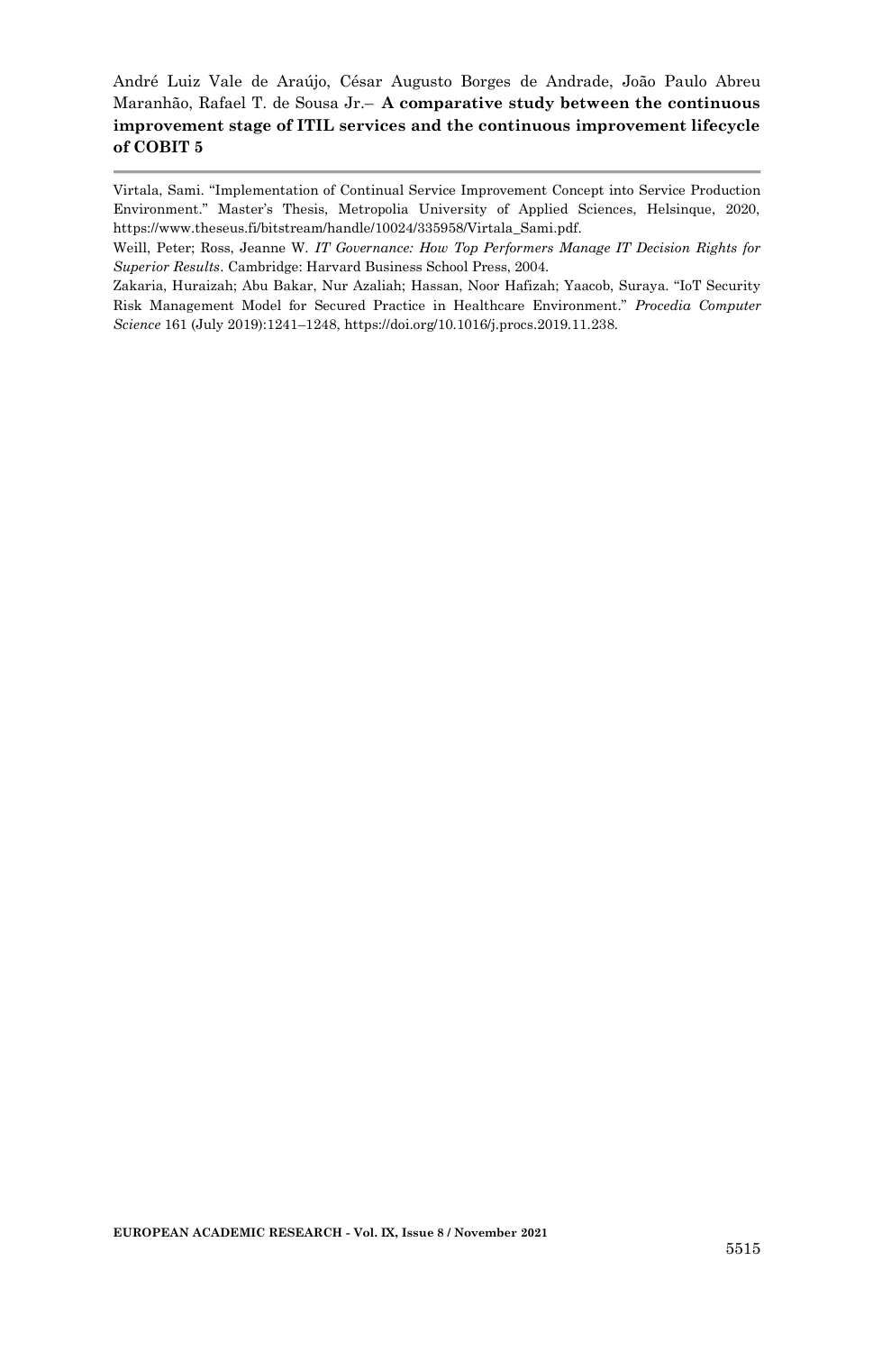Virtala, Sami. "Implementation of Continual Service Improvement Concept into Service Production Environment." Master's Thesis, Metropolia University of Applied Sciences, Helsinque, 2020, https://www.theseus.fi/bitstream/handle/10024/335958/Virtala_Sami.pdf.

Weill, Peter; Ross, Jeanne W. *IT Governance: How Top Performers Manage IT Decision Rights for Superior Results*. Cambridge: Harvard Business School Press, 2004.

Zakaria, Huraizah; Abu Bakar, Nur Azaliah; Hassan, Noor Hafizah; Yaacob, Suraya. "IoT Security Risk Management Model for Secured Practice in Healthcare Environment." *Procedia Computer Science* 161 (July 2019):1241–1248, https://doi.org/10.1016/j.procs.2019.11.238.